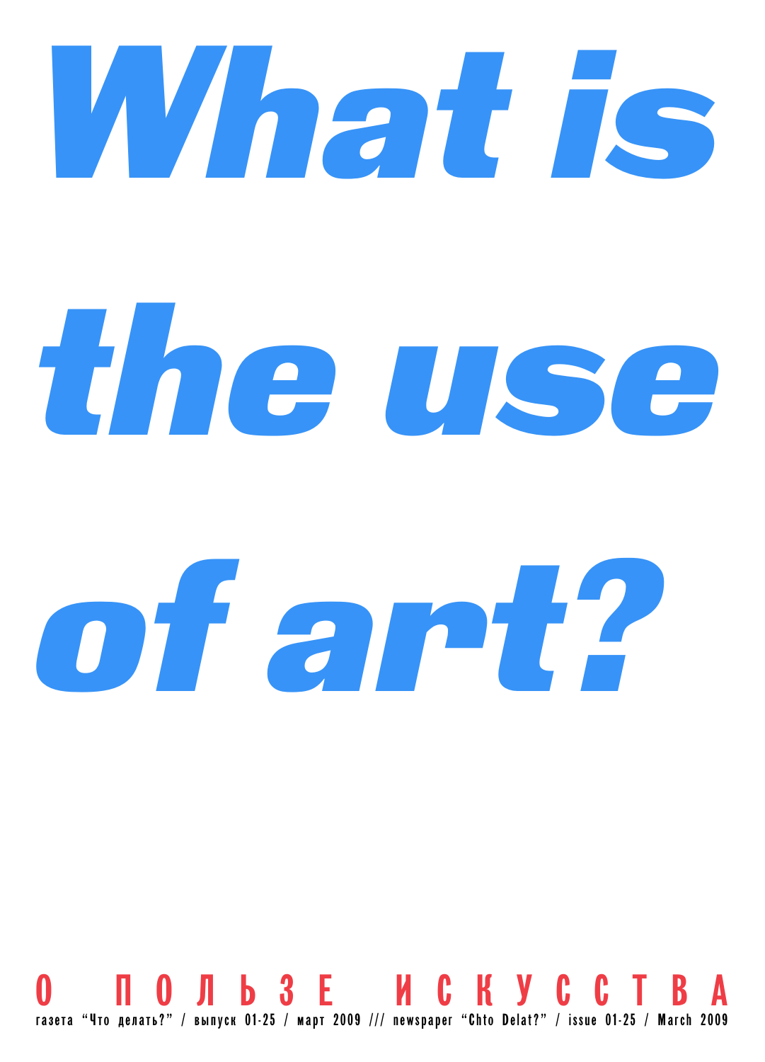# What is the use of art?

## О ПОЛЬЗЕ ИСКУССТВА

газета "Что делать?" / выпуск 01-25 / март 2009 /// newspaper "Chto Delat?" / issue 01-25 / March 2009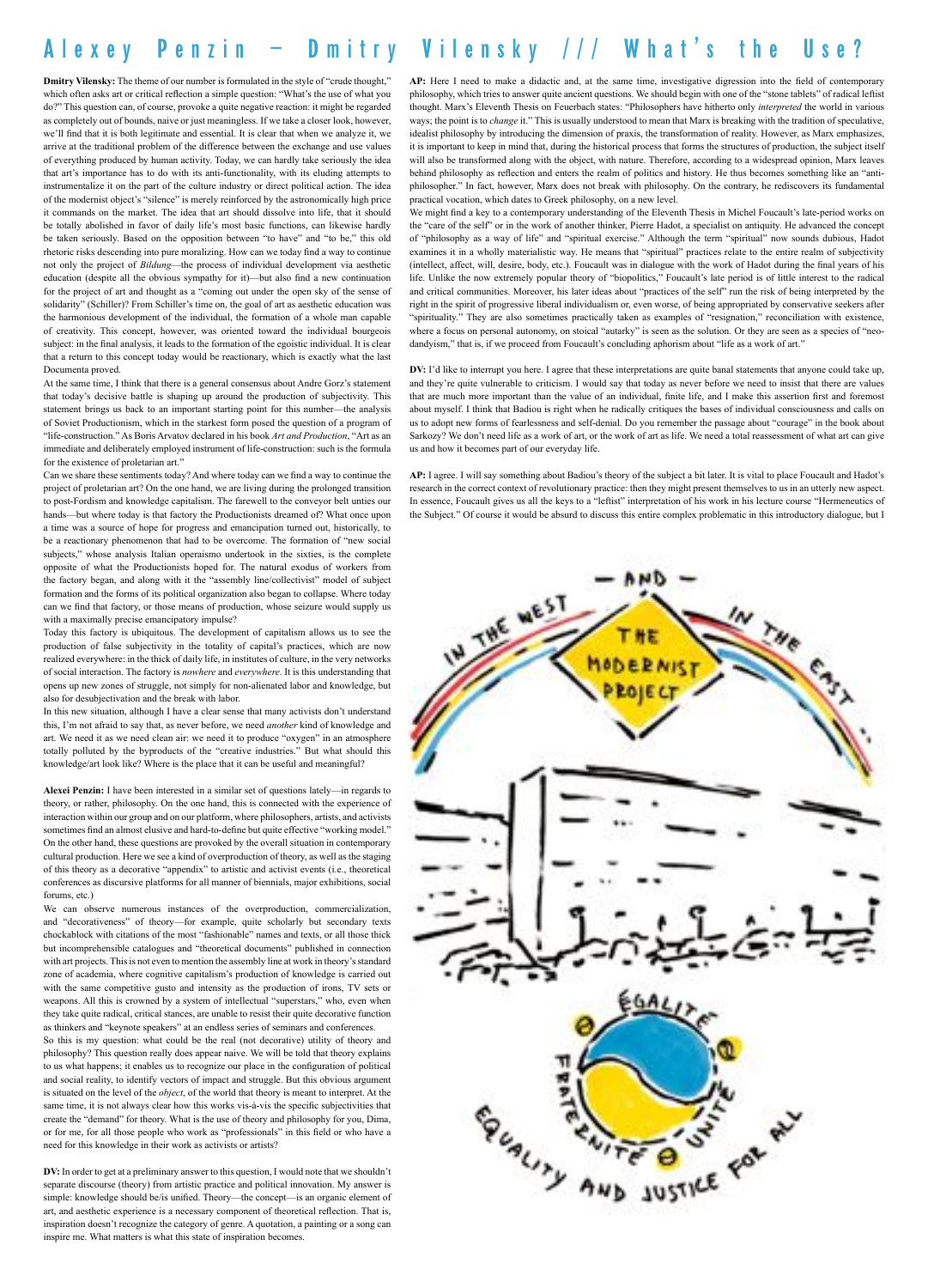# Alexey Penzin – Dmitry Vilensky /// What's the Use?

**Dmitry Vilensky:** The theme of our number is formulated in the style of "crude thought," which often asks art or critical reflection a simple question: "What's the use of what you do?" This question can, of course, provoke a quite negative reaction: it might be regarded as completely out of bounds, naive or just meaningless. If we take a closer look, however, we'll find that it is both legitimate and essential. It is clear that when we analyze it, we arrive at the traditional problem of the difference between the exchange and use values of everything produced by human activity. Today, we can hardly take seriously the idea that art's importance has to do with its anti-functionality, with its eluding attempts to instrumentalize it on the part of the culture industry or direct political action. The idea of the modernist object's "silence" is merely reinforced by the astronomically high price it commands on the market. The idea that art should dissolve into life, that it should be totally abolished in favor of daily life's most basic functions, can likewise hardly be taken seriously. Based on the opposition between "to have" and "to be," this old rhetoric risks descending into pure moralizing. How can we today find a way to continue not only the project of *Bildung*—the process of individual development via aesthetic education (despite all the obvious sympathy for it)—but also find a new continuation for the project of art and thought as a "coming out under the open sky of the sense of solidarity" (Schiller)? From Schiller's time on, the goal of art as aesthetic education was the harmonious development of the individual, the formation of a whole man capable of creativity. This concept, however, was oriented toward the individual bourgeois subject: in the final analysis, it leads to the formation of the egoistic individual. It is clear that a return to this concept today would be reactionary, which is exactly what the last Documenta proved.

At the same time, I think that there is a general consensus about Andre Gorz's statement that today's decisive battle is shaping up around the production of subjectivity. This statement brings us back to an important starting point for this number—the analysis of Soviet Productionism, which in the starkest form posed the question of a program of "life-construction." As Boris Arvatov declared in his book *Art and Production*, "Art as an immediate and deliberately employed instrument of life-construction: such is the formula for the existence of proletarian art."

Can we share these sentiments today? And where today can we find a way to continue the project of proletarian art? On the one hand, we are living during the prolonged transition to post-Fordism and knowledge capitalism. The farewell to the conveyor belt unties our hands—but where today is that factory the Productionists dreamed of? What once upon a time was a source of hope for progress and emancipation turned out, historically, to be a reactionary phenomenon that had to be overcome. The formation of "new social subjects," whose analysis Italian operaismo undertook in the sixties, is the complete opposite of what the Productionists hoped for. The natural exodus of workers from the factory began, and along with it the "assembly line/collectivist" model of subject formation and the forms of its political organization also began to collapse. Where today can we find that factory, or those means of production, whose seizure would supply us with a maximally precise emancipatory impulse?

Today this factory is ubiquitous. The development of capitalism allows us to see the production of false subjectivity in the totality of capital's practices, which are now realized everywhere: in the thick of daily life, in institutes of culture, in the very networks of social interaction. The factory is *nowhere* and *everywhere*. It is this understanding that opens up new zones of struggle, not simply for non-alienated labor and knowledge, but also for desubjectivation and the break with labor.

In this new situation, although I have a clear sense that many activists don't understand this, I'm not afraid to say that, as never before, we need *another* kind of knowledge and art. We need it as we need clean air: we need it to produce "oxygen" in an atmosphere totally polluted by the byproducts of the "creative industries." But what should this knowledge/art look like? Where is the place that it can be useful and meaningful?

**Alexei Penzin:** I have been interested in a similar set of questions lately—in regards to theory, or rather, philosophy. On the one hand, this is connected with the experience of interaction within our group and on our platform, where philosophers, artists, and activists sometimes find an almost elusive and hard-to-define but quite effective "working model." On the other hand, these questions are provoked by the overall situation in contemporary cultural production. Here we see a kind of overproduction of theory, as well as the staging of this theory as a decorative "appendix" to artistic and activist events (i.e., theoretical conferences as discursive platforms for all manner of biennials, major exhibitions, social forums, etc.)

We can observe numerous instances of the overproduction, commercialization, and "decorativeness" of theory—for example, quite scholarly but secondary texts chockablock with citations of the most "fashionable" names and texts, or all those thick but incomprehensible catalogues and "theoretical documents" published in connection with art projects. This is not even to mention the assembly line at work in theory's standard zone of academia, where cognitive capitalism's production of knowledge is carried out with the same competitive gusto and intensity as the production of irons, TV sets or weapons. All this is crowned by a system of intellectual "superstars," who, even when they take quite radical, critical stances, are unable to resist their quite decorative function as thinkers and "keynote speakers" at an endless series of seminars and conferences.

So this is my question: what could be the real (not decorative) utility of theory and philosophy? This question really does appear naive. We will be told that theory explains to us what happens; it enables us to recognize our place in the configuration of political and social reality, to identify vectors of impact and struggle. But this obvious argument is situated on the level of the *object*, of the world that theory is meant to interpret. At the same time, it is not always clear how this works vis-à-vis the specific subjectivities that create the "demand" for theory. What is the use of theory and philosophy for you, Dima, or for me, for all those people who work as "professionals" in this field or who have a need for this knowledge in their work as activists or artists?

**DV:** In order to get at a preliminary answer to this question, I would note that we shouldn't separate discourse (theory) from artistic practice and political innovation. My answer is simple: knowledge should be/is unified. Theory—the concept—is an organic element of art, and aesthetic experience is a necessary component of theoretical reflection. That is, inspiration doesn't recognize the category of genre. A quotation, a painting or a song can inspire me. What matters is what this state of inspiration becomes.

**AP:** Here I need to make a didactic and, at the same time, investigative digression into the field of contemporary philosophy, which tries to answer quite ancient questions. We should begin with one of the "stone tablets" of radical leftist thought. Marx's Eleventh Thesis on Feuerbach states: "Philosophers have hitherto only *interpreted* the world in various ways; the point is to *change* it." This is usually understood to mean that Marx is breaking with the tradition of speculative, idealist philosophy by introducing the dimension of praxis, the transformation of reality. However, as Marx emphasizes, it is important to keep in mind that, during the historical process that forms the structures of production, the subject itself will also be transformed along with the object, with nature. Therefore, according to a widespread opinion, Marx leaves behind philosophy as reflection and enters the realm of politics and history. He thus becomes something like an "anti-philosopher." In fact, however, Marx does not break with philosophy. On the contrary, he rediscovers its fundamental practical vocation, which dates to Greek philosophy, on a new level.

We might find a key to a contemporary understanding of the Eleventh Thesis in Michel Foucault's late-period works on the "care of the self" or in the work of another thinker, Pierre Hadot, a specialist on antiquity. He advanced the concept of "philosophy as a way of life" and "spiritual exercise." Although the term "spiritual" now sounds dubious, Hadot examines it in a wholly materialistic way. He means that "spiritual" practices relate to the entire realm of subjectivity (intellect, affect, will, desire, body, etc.). Foucault was in dialogue with the work of Hadot during the final years of his life. Unlike the now extremely popular theory of "biopolitics," Foucault's late period is of little interest to the radical and critical communities. Moreover, his later ideas about "practices of the self" run the risk of being interpreted by the right in the spirit of progressive liberal individualism or, even worse, of being appropriated by conservative seekers after "spirituality." They are also sometimes practically taken as examples of "resignation," reconciliation with existence, where a focus on personal autonomy, on stoical "autarky" is seen as the solution. Or they are seen as a species of "neo-dandyism," that is, if we proceed from Foucault's concluding aphorism about "life as a work of art."

**DV:** I'd like to interrupt you here. I agree that these interpretations are quite banal statements that anyone could take up, and they're quite vulnerable to criticism. I would say that today as never before we need to insist that there are values that are much more important than the value of an individual, finite life, and I make this assertion first and foremost about myself. I think that Badiou is right when he radically critiques the bases of individual consciousness and calls on us to adopt new forms of fearlessness and self-denial. Do you remember the passage about "courage" in the book about Sarkozy? We don't need life as a work of art, or the work of art as life. We need a total reassessment of what art can give us and how it becomes part of our everyday life.

**AP:** I agree. I will say something about Badiou's theory of the subject a bit later. It is vital to place Foucault and Hadot's research in the correct context of revolutionary practice: then they might present themselves to us in an utterly new aspect. In essence, Foucault gives us all the keys to a "leftist" interpretation of his work in his lecture course "Hermeneutics of the Subject." Of course it would be absurd to discuss this entire complex problematic in this introductory dialogue, but I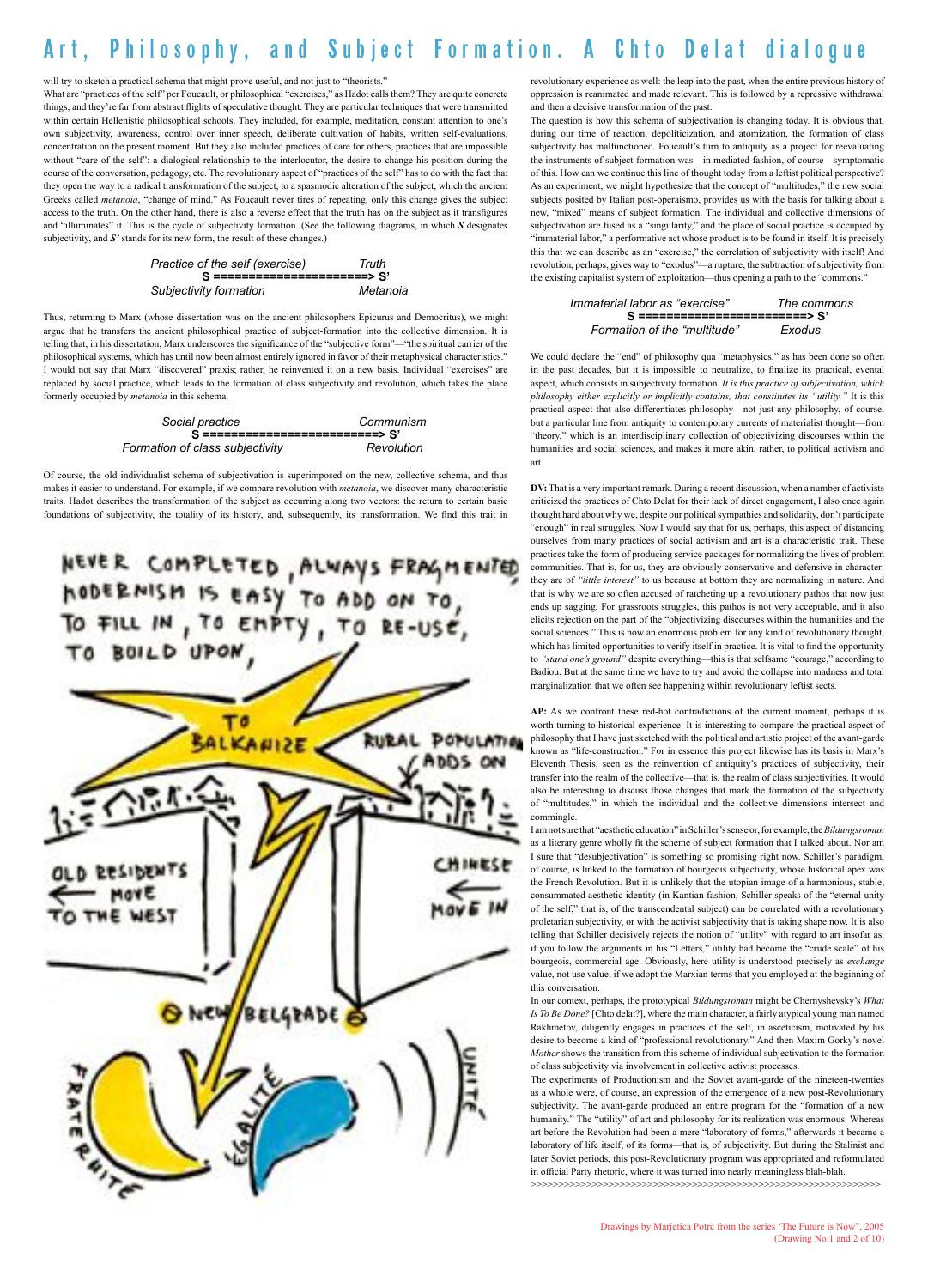# Art, Philosophy, and Subject Formation. A Chto Delat dialogue

will try to sketch a practical schema that might prove useful, and not just to "theorists."

What are "practices of the self" per Foucault, or philosophical "exercises," as Hadot calls them? They are quite concrete things, and they're far from abstract flights of speculative thought. They are particular techniques that were transmitted within certain Hellenistic philosophical schools. They included, for example, meditation, constant attention to one's own subjectivity, awareness, control over inner speech, deliberate cultivation of habits, written self-evaluations, concentration on the present moment. But they also included practices of care for others, practices that are impossible without "care of the self": a dialogical relationship to the interlocutor, the desire to change his position during the course of the conversation, pedagogy, etc. The revolutionary aspect of "practices of the self" has to do with the fact that they open the way to a radical transformation of the subject, to a spasmodic alteration of the subject, which the ancient Greeks called *metanoia*, "change of mind." As Foucault never tires of repeating, only this change gives the subject access to the truth. On the other hand, there is also a reverse effect that the truth has on the subject as it transfigures and "illuminates" it. This is the cycle of subjectivity formation. (See the following diagrams, in which ***S*** designates subjectivity, and ***S'*** stands for its new form, the result of these changes.)

| Practice of the self (exercise) | Truth |
|---|---|
| S =======================> S' | |
| Subjectivity formation | Metanoia |

Thus, returning to Marx (whose dissertation was on the ancient philosophers Epicurus and Democritus), we might argue that he transfers the ancient philosophical practice of subject-formation into the collective dimension. It is telling that, in his dissertation, Marx underscores the significance of the "subjective form"—"the spiritual carrier of the philosophical systems, which has until now been almost entirely ignored in favor of their metaphysical characteristics." I would not say that Marx "discovered" praxis; rather, he reinvented it on a new basis. Individual "exercises" are replaced by social practice, which leads to the formation of class subjectivity and revolution, which takes the place formerly occupied by *metanoia* in this schema.

| Social practice | Communism |
|---|---|
| S ==========================> S' | |
| Formation of class subjectivity | Revolution |

Of course, the old individualist schema of subjectivation is superimposed on the new, collective schema, and thus makes it easier to understand. For example, if we compare revolution with *metanoia*, we discover many characteristic traits. Hadot describes the transformation of the subject as occurring along two vectors: the return to certain basic foundations of subjectivity, the totality of its history, and, subsequently, its transformation. We find this trait in revolutionary experience as well: the leap into the past, when the entire previous history of oppression is reanimated and made relevant. This is followed by a repressive withdrawal and then a decisive transformation of the past.

The question is how this schema of subjectivation is changing today. It is obvious that, during our time of reaction, depoliticization, and atomization, the formation of class subjectivity has malfunctioned. Foucault's turn to antiquity as a project for reevaluating the instruments of subject formation was—in mediated fashion, of course—symptomatic of this. How can we continue this line of thought today from a leftist political perspective? As an experiment, we might hypothesize that the concept of "multitudes," the new social subjects posited by Italian post-operaismo, provides us with the basis for talking about a new, "mixed" means of subject formation. The individual and collective dimensions of subjectivation are fused as a "singularity," and the place of social practice is occupied by "immaterial labor," a performative act whose product is to be found in itself. It is precisely this that we can describe as an "exercise," the correlation of subjectivity with itself! And revolution, perhaps, gives way to "exodus"—a rupture, the subtraction of subjectivity from the existing capitalist system of exploitation—thus opening a path to the "commons."

| Immaterial labor as "exercise" | The commons |
|---|---|
| S =========================> S' | |
| Formation of the "multitude" | Exodus |

We could declare the "end" of philosophy qua "metaphysics," as has been done so often in the past decades, but it is impossible to neutralize, to finalize its practical, evental aspect, which consists in subjectivity formation. *It is this practice of subjectivation, which philosophy either explicitly or implicitly contains, that constitutes its "utility."* It is this practical aspect that also differentiates philosophy—not just any philosophy, of course, but a particular line from antiquity to contemporary currents of materialist thought—from "theory," which is an interdisciplinary collection of objectivizing discourses within the humanities and social sciences, and makes it more akin, rather, to political activism and art.

**DV:** That is a very important remark. During a recent discussion, when a number of activists criticized the practices of Chto Delat for their lack of direct engagement, I also once again thought hard about why we, despite our political sympathies and solidarity, don't participate "enough" in real struggles. Now I would say that for us, perhaps, this aspect of distancing ourselves from many practices of social activism and art is a characteristic trait. These practices take the form of producing service packages for normalizing the lives of problem communities. That is, for us, they are obviously conservative and defensive in character: they are of *"little interest"* to us because at bottom they are normalizing in nature. And that is why we are so often accused of ratcheting up a revolutionary pathos that now just ends up sagging. For grassroots struggles, this pathos is not very acceptable, and it also elicits rejection on the part of the "objectivizing discourses within the humanities and the social sciences." This is now an enormous problem for any kind of revolutionary thought, which has limited opportunities to verify itself in practice. It is vital to find the opportunity to *"stand one's ground"* despite everything—this is that selfsame "courage," according to Badiou. But at the same time we have to try and avoid the collapse into madness and total marginalization that we often see happening within revolutionary leftist sects.

**AP:** As we confront these red-hot contradictions of the current moment, perhaps it is worth turning to historical experience. It is interesting to compare the practical aspect of philosophy that I have just sketched with the political and artistic project of the avant-garde known as "life-construction." For in essence this project likewise has its basis in Marx's Eleventh Thesis, seen as the reinvention of antiquity's practices of subjectivity, their transfer into the realm of the collective—that is, the realm of class subjectivities. It would also be interesting to discuss those changes that mark the formation of the subjectivity of "multitudes," in which the individual and the collective dimensions intersect and commingle.

I am not sure that "aesthetic education" in Schiller's sense or, for example, the *Bildungsroman* as a literary genre wholly fit the scheme of subject formation that I talked about. Nor am I sure that "desubjectivation" is something so promising right now. Schiller's paradigm, of course, is linked to the formation of bourgeois subjectivity, whose historical apex was the French Revolution. But it is unlikely that the utopian image of a harmonious, stable, consummated aesthetic identity (in Kantian fashion, Schiller speaks of the "eternal unity of the self," that is, of the transcendental subject) can be correlated with a revolutionary proletarian subjectivity, or with the activist subjectivity that is taking shape now. It is also telling that Schiller decisively rejects the notion of "utility" with regard to art insofar as, if you follow the arguments in his "Letters," utility had become the "crude scale" of his bourgeois, commercial age. Obviously, here utility is understood precisely as *exchange* value, not use value, if we adopt the Marxian terms that you employed at the beginning of this conversation.

In our context, perhaps, the prototypical *Bildungsroman* might be Chernyshevsky's *What Is To Be Done?* [Chto delat?], where the main character, a fairly atypical young man named Rakhmetov, diligently engages in practices of the self, in asceticism, motivated by his desire to become a kind of "professional revolutionary." And then Maxim Gorky's novel *Mother* shows the transition from this scheme of individual subjectivation to the formation of class subjectivity via involvement in collective activist processes.

The experiments of Productionism and the Soviet avant-garde of the nineteen-twenties as a whole were, of course, an expression of the emergence of a new post-Revolutionary subjectivity. The avant-garde produced an entire program for the "formation of a new humanity." The "utility" of art and philosophy for its realization was enormous. Whereas art before the Revolution had been a mere "laboratory of forms," afterwards it became a laboratory of life itself, of its forms—that is, of subjectivity. But during the Stalinist and later Soviet periods, this post-Revolutionary program was appropriated and reformulated in official Party rhetoric, where it was turned into nearly meaningless blah-blah.

>>>>>>>>>>>>>>>>>>>>>>>>>>>>>>>>>>>>>>>>>>>>>>>>>>>>>>>>>>>>>>>>>>>

Drawings by Marjetica Potrč from the series 'The Future is Now", 2005
(Drawing No.1 and 2 of 10)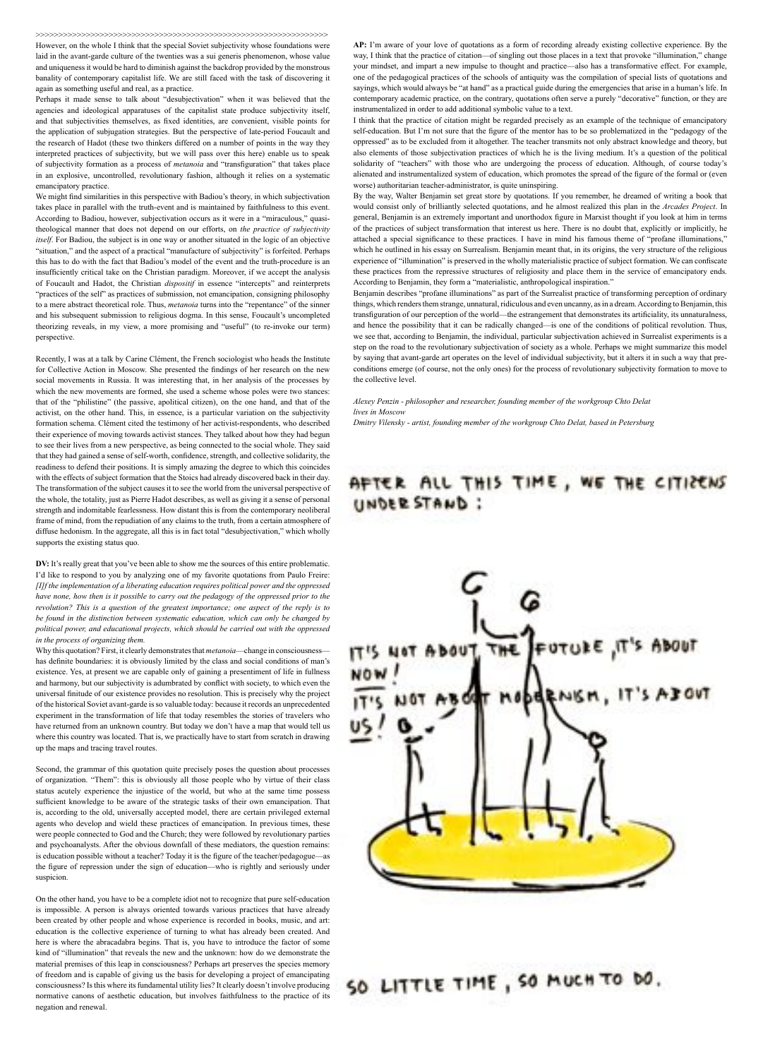However, on the whole I think that the special Soviet subjectivity whose foundations were laid in the avant-garde culture of the twenties was a sui generis phenomenon, whose value and uniqueness it would be hard to diminish against the backdrop provided by the monstrous banality of contemporary capitalist life. We are still faced with the task of discovering it again as something useful and real, as a practice.

Perhaps it made sense to talk about "desubjectivation" when it was believed that the agencies and ideological apparatuses of the capitalist state produce subjectivity itself, and that subjectivities themselves, as fixed identities, are convenient, visible points for the application of subjugation strategies. But the perspective of late-period Foucault and the research of Hadot (these two thinkers differed on a number of points in the way they interpreted practices of subjectivity, but we will pass over this here) enable us to speak of subjectivity formation as a process of *metanoia* and "transfiguration" that takes place in an explosive, uncontrolled, revolutionary fashion, although it relies on a systematic emancipatory practice.

We might find similarities in this perspective with Badiou's theory, in which subjectivation takes place in parallel with the truth-event and is maintained by faithfulness to this event. According to Badiou, however, subjectivation occurs as it were in a "miraculous," quasi-theological manner that does not depend on our efforts, on *the practice of subjectivity itself*. For Badiou, the subject is in one way or another situated in the logic of an objective "situation," and the aspect of a practical "manufacture of subjectivity" is forfeited. Perhaps this has to do with the fact that Badiou's model of the event and the truth-procedure is an insufficiently critical take on the Christian paradigm. Moreover, if we accept the analysis of Foucault and Hadot, the Christian *dispositif* in essence "intercepts" and reinterprets "practices of the self" as practices of submission, not emancipation, consigning philosophy to a mere abstract theoretical role. Thus, *metanoia* turns into the "repentance" of the sinner and his subsequent submission to religious dogma. In this sense, Foucault's uncompleted theorizing reveals, in my view, a more promising and "useful" (to re-invoke our term) perspective.

Recently, I was at a talk by Carine Clément, the French sociologist who heads the Institute for Collective Action in Moscow. She presented the findings of her research on the new social movements in Russia. It was interesting that, in her analysis of the processes by which the new movements are formed, she used a scheme whose poles were two stances: that of the "philistine" (the passive, apolitical citizen), on the one hand, and that of the activist, on the other hand. This, in essence, is a particular variation on the subjectivity formation schema. Clément cited the testimony of her activist-respondents, who described their experience of moving towards activist stances. They talked about how they had begun to see their lives from a new perspective, as being connected to the social whole. They said that they had gained a sense of self-worth, confidence, strength, and collective solidarity, the readiness to defend their positions. It is simply amazing the degree to which this coincides with the effects of subject formation that the Stoics had already discovered back in their day. The transformation of the subject causes it to see the world from the universal perspective of the whole, the totality, just as Pierre Hadot describes, as well as giving it a sense of personal strength and indomitable fearlessness. How distant this is from the contemporary neoliberal frame of mind, from the repudiation of any claims to the truth, from a certain atmosphere of diffuse hedonism. In the aggregate, all this is in fact total "desubjectivation," which wholly supports the existing status quo.

**DV:** It's really great that you've been able to show me the sources of this entire problematic. I'd like to respond to you by analyzing one of my favorite quotations from Paulo Freire: *[I]f the implementation of a liberating education requires political power and the oppressed have none, how then is it possible to carry out the pedagogy of the oppressed prior to the revolution? This is a question of the greatest importance; one aspect of the reply is to be found in the distinction between systematic education, which can only be changed by political power, and educational projects, which should be carried out with the oppressed in the process of organizing them.*

Why this quotation? First, it clearly demonstrates that *metanoia*—change in consciousness—has definite boundaries: it is obviously limited by the class and social conditions of man's existence. Yes, at present we are capable only of gaining a presentiment of life in fullness and harmony, but our subjectivity is adumbrated by conflict with society, to which even the universal finitude of our existence provides no resolution. This is precisely why the project of the historical Soviet avant-garde is so valuable today: because it records an unprecedented experiment in the transformation of life that today resembles the stories of travelers who have returned from an unknown country. But today we don't have a map that would tell us where this country was located. That is, we practically have to start from scratch in drawing up the maps and tracing travel routes.

Second, the grammar of this quotation quite precisely poses the question about processes of organization. "Them": this is obviously all those people who by virtue of their class status acutely experience the injustice of the world, but who at the same time possess sufficient knowledge to be aware of the strategic tasks of their own emancipation. That is, according to the old, universally accepted model, there are certain privileged external agents who develop and wield these practices of emancipation. In previous times, these were people connected to God and the Church; they were followed by revolutionary parties and psychoanalysts. After the obvious downfall of these mediators, the question remains: is education possible without a teacher? Today it is the figure of the teacher/pedagogue—as the figure of repression under the sign of education—who is rightly and seriously under suspicion.

On the other hand, you have to be a complete idiot not to recognize that pure self-education is impossible. A person is always oriented towards various practices that have already been created by other people and whose experience is recorded in books, music, and art: education is the collective experience of turning to what has already been created. And here is where the abracadabra begins. That is, you have to introduce the factor of some kind of "illumination" that reveals the new and the unknown: how do we demonstrate the material premises of this leap in consciousness? Perhaps art preserves the species memory of freedom and is capable of giving us the basis for developing a project of emancipating consciousness? Is this where its fundamental utility lies? It clearly doesn't involve producing normative canons of aesthetic education, but involves faithfulness to the practice of its negation and renewal.

**AP:** I'm aware of your love of quotations as a form of recording already existing collective experience. By the way, I think that the practice of citation—of singling out those places in a text that provoke "illumination," change your mindset, and impart a new impulse to thought and practice—also has a transformative effect. For example, one of the pedagogical practices of the schools of antiquity was the compilation of special lists of quotations and sayings, which would always be "at hand" as a practical guide during the emergencies that arise in a human's life. In contemporary academic practice, on the contrary, quotations often serve a purely "decorative" function, or they are instrumentalized in order to add additional symbolic value to a text.

I think that the practice of citation might be regarded precisely as an example of the technique of emancipatory self-education. But I'm not sure that the figure of the mentor has to be so problematized in the "pedagogy of the oppressed" as to be excluded from it altogether. The teacher transmits not only abstract knowledge and theory, but also elements of those subjectivation practices of which he is the living medium. It's a question of the political solidarity of "teachers" with those who are undergoing the process of education. Although, of course today's alienated and instrumentalized system of education, which promotes the spread of the figure of the formal or (even worse) authoritarian teacher-administrator, is quite uninspiring.

By the way, Walter Benjamin set great store by quotations. If you remember, he dreamed of writing a book that would consist only of brilliantly selected quotations, and he almost realized this plan in the *Arcades Project*. In general, Benjamin is an extremely important and unorthodox figure in Marxist thought if you look at him in terms of the practices of subject transformation that interest us here. There is no doubt that, explicitly or implicitly, he attached a special significance to these practices. I have in mind his famous theme of "profane illuminations," which he outlined in his essay on Surrealism. Benjamin meant that, in its origins, the very structure of the religious experience of "illumination" is preserved in the wholly materialistic practice of subject formation. We can confiscate these practices from the repressive structures of religiosity and place them in the service of emancipatory ends. According to Benjamin, they form a "materialistic, anthropological inspiration."

Benjamin describes "profane illuminations" as part of the Surrealist practice of transforming perception of ordinary things, which renders them strange, unnatural, ridiculous and even uncanny, as in a dream. According to Benjamin, this transfiguration of our perception of the world—the estrangement that demonstrates its artificiality, its unnaturalness, and hence the possibility that it can be radically changed—is one of the conditions of political revolution. Thus, we see that, according to Benjamin, the individual, particular subjectivation achieved in Surrealist experiments is a step on the road to the revolutionary subjectivation of society as a whole. Perhaps we might summarize this model by saying that avant-garde art operates on the level of individual subjectivity, but it alters it in such a way that pre-conditions emerge (of course, not the only ones) for the process of revolutionary subjectivity formation to move to the collective level.

*Alexey Penzin - philosopher and researcher, founding member of the workgroup Chto Delat lives in Moscow*

*Dmitry Vilensky - artist, founding member of the workgroup Chto Delat, based in Petersburg*

AFTER ALL THIS TIME, WE THE CITIZENS UNDERSTAND:

IT'S NOT ABOUT THE FUTURE, IT'S ABOUT NOW!

IT'S NOT ABOUT MODERNISM, IT'S ABOUT US!

SO LITTLE TIME, SO MUCH TO DO.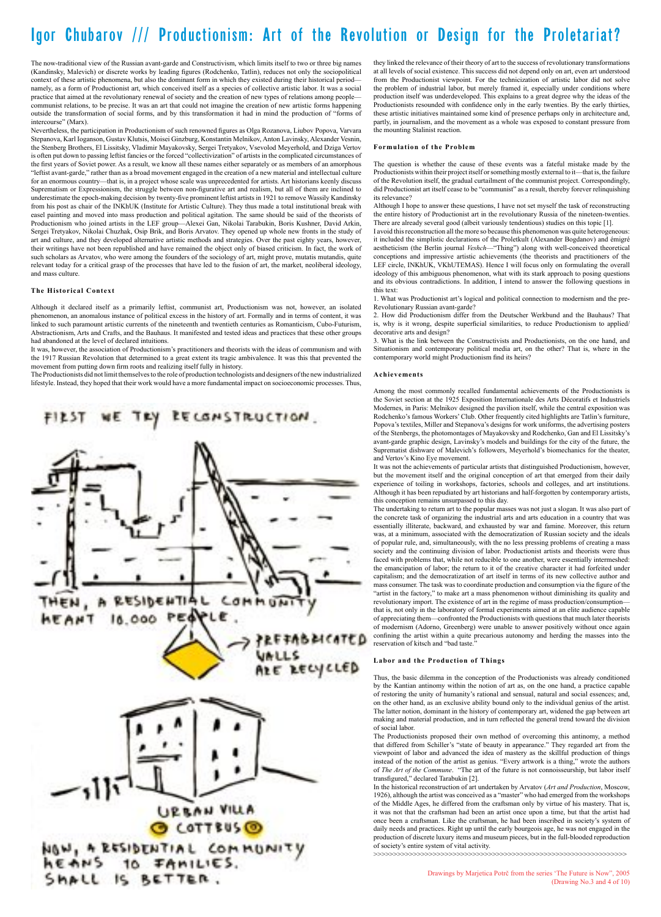# Igor Chubarov /// Productionism: Art of the Revolution or Design for the Proletariat?

The now-traditional view of the Russian avant-garde and Constructivism, which limits itself to two or three big names (Kandinsky, Malevich) or discrete works by leading figures (Rodchenko, Tatlin), reduces not only the sociopolitical context of these artistic phenomena, but also the dominant form in which they existed during their historical period—namely, as a form of Productionist art, which conceived itself as a species of collective artistic labor. It was a social practice that aimed at the revolutionary renewal of society and the creation of new types of relations among people—communist relations, to be precise. It was an art that could not imagine the creation of new artistic forms happening outside the transformation of social forms, and by this transformation it had in mind the production of "forms of intercourse" (Marx).

Nevertheless, the participation in Productionism of such renowned figures as Olga Rozanova, Liubov Popova, Varvara Stepanova, Karl Ioganson, Gustav Klutsis, Moisei Ginzburg, Konstantin Melnikov, Anton Lavinsky, Alexander Vesnin, the Stenberg Brothers, El Lissitsky, Vladimir Mayakovsky, Sergei Tretyakov, Vsevolod Meyerhold, and Dziga Vertov is often put down to passing leftist fancies or the forced "collectivization" of artists in the complicated circumstances of the first years of Soviet power. As a result, we know all these names either separately or as members of an amorphous "leftist avant-garde," rather than as a broad movement engaged in the creation of a new material and intellectual culture for an enormous country—that is, in a project whose scale was unprecedented for artists. Art historians keenly discuss Suprematism or Expressionism, the struggle between non-figurative art and realism, but all of them are inclined to underestimate the epoch-making decision by twenty-five prominent leftist artists in 1921 to remove Wassily Kandinsky from his post as chair of the INKhUK (Institute for Artistic Culture). They thus made a total institutional break with easel painting and moved into mass production and political agitation. The same should be said of the theorists of Productionism who joined artists in the LEF group—Alexei Gan, Nikolai Tarabukin, Boris Kushner, David Arkin, Sergei Tretyakov, Nikolai Chuzhak, Osip Brik, and Boris Arvatov. They opened up whole new fronts in the study of art and culture, and they developed alternative artistic methods and strategies. Over the past eighty years, however, their writings have not been republished and have remained the object only of biased criticism. In fact, the work of such scholars as Arvatov, who were among the founders of the sociology of art, might prove, mutatis mutandis, quite relevant today for a critical grasp of the processes that have led to the fusion of art, the market, neoliberal ideology, and mass culture.

### The Historical Context

Although it declared itself as a primarily leftist, communist art, Productionism was not, however, an isolated phenomenon, an anomalous instance of political excess in the history of art. Formally and in terms of content, it was linked to such paramount artistic currents of the nineteenth and twentieth centuries as Romanticism, Cubo-Futurism, Abstractionism, Arts and Crafts, and the Bauhaus. It manifested and tested ideas and practices that these other groups had abandoned at the level of declared intuitions.

It was, however, the association of Productionism's practitioners and theorists with the ideas of communism and with the 1917 Russian Revolution that determined to a great extent its tragic ambivalence. It was this that prevented the movement from putting down firm roots and realizing itself fully in history.

The Productionists did not limit themselves to the role of production technologists and designers of the new industrialized lifestyle. Instead, they hoped that their work would have a more fundamental impact on socioeconomic processes. Thus, they linked the relevance of their theory of art to the success of revolutionary transformations at all levels of social existence. This success did not depend only on art, even art understood from the Productionist viewpoint. For the technicization of artistic labor did not solve the problem of industrial labor, but merely framed it, especially under conditions where production itself was underdeveloped. This explains to a great degree why the ideas of the Productionists resounded with confidence only in the early twenties. By the early thirties, these artistic initiatives maintained some kind of presence perhaps only in architecture and, partly, in journalism, and the movement as a whole was exposed to constant pressure from the mounting Stalinist reaction.

### Formulation of the Problem

The question is whether the cause of these events was a fateful mistake made by the Productionists within their project itself or something mostly external to it—that is, the failure of the Revolution itself, the gradual curtailment of the communist project. Correspondingly, did Productionist art itself cease to be "communist" as a result, thereby forever relinquishing its relevance?

Although I hope to answer these questions, I have not set myself the task of reconstructing the entire history of Productionist art in the revolutionary Russia of the nineteen-twenties. There are already several good (albeit variously tendentious) studies on this topic [1].

I avoid this reconstruction all the more so because this phenomenon was quite heterogeneous: it included the simplistic declarations of the Proletkult (Alexander Bogdanov) and émigré aestheticism (the Berlin journal *Veshch*—"Thing") along with well-conceived theoretical conceptions and impressive artistic achievements (the theorists and practitioners of the LEF circle, INKhUK, VKhUTEMAS). Hence I will focus only on formulating the overall ideology of this ambiguous phenomenon, what with its stark approach to posing questions and its obvious contradictions. In addition, I intend to answer the following questions in this text:

1. What was Productionist art's logical and political connection to modernism and the pre-Revolutionary Russian avant-garde?
2. How did Productionism differ from the Deutscher Werkbund and the Bauhaus? That is, why is it wrong, despite superficial similarities, to reduce Productionism to applied/decorative arts and design?
3. What is the link between the Constructivists and Productionists, on the one hand, and Situationism and contemporary political media art, on the other? That is, where in the contemporary world might Productionism find its heirs?

### Achievements

Among the most commonly recalled fundamental achievements of the Productionists is the Soviet section at the 1925 Exposition Internationale des Arts Décoratifs et Industriels Modernes, in Paris: Melnikov designed the pavilion itself, while the central exposition was Rodchenko's famous Workers' Club. Other frequently cited highlights are Tatlin's furniture, Popova's textiles, Miller and Stepanova's designs for work uniforms, the advertising posters of the Stenbergs, the photomontages of Mayakovsky and Rodchenko, Gan and El Lissitsky's avant-garde graphic design, Lavinsky's models and buildings for the city of the future, the Suprematist dishware of Malevich's followers, Meyerhold's biomechanics for the theater, and Vertov's Kino Eye movement.

It was not the achievements of particular artists that distinguished Productionism, however, but the movement itself and the original conception of art that emerged from their daily experience of toiling in workshops, factories, schools and colleges, and art institutions. Although it has been repudiated by art historians and half-forgotten by contemporary artists, this conception remains unsurpassed to this day.

The undertaking to return art to the popular masses was not just a slogan. It was also part of the concrete task of organizing the industrial arts and art education in a country that was essentially illiterate, backward, and exhausted by war and famine. Moreover, this return was, at a minimum, associated with the democratization of Russian society and the ideals of popular rule, and, simultaneously, with the no less pressing problems of creating a mass society and the continuing division of labor. Productionist artists and theorists were thus faced with problems that, while not reducible to one another, were essentially intermeshed: the emancipation of labor; the return to it of the creative character it had forfeited under capitalism; and the democratization of art itself in terms of its new collective author and mass consumer. The task was to coordinate production and consumption via the figure of the "artist in the factory," to make art a mass phenomenon without diminishing its quality and revolutionary import. The existence of art in the regime of mass production/consumption—that is, not only in the laboratory of formal experiments aimed at an elite audience capable of appreciating them—confronted the Productionists with questions that much later theorists of modernism (Adorno, Greenberg) were unable to answer positively without once again confining the artist within a quite precarious autonomy and herding the masses into the reservation of kitsch and "bad taste."

### Labor and the Production of Things

Thus, the basic dilemma in the conception of the Productionists was already conditioned by the Kantian antinomy within the notion of art as, on the one hand, a practice capable of restoring the unity of humanity's rational and sensual, natural and social essences; and, on the other hand, as an exclusive ability bound only to the individual genius of the artist. The latter notion, dominant in the history of contemporary art, widened the gap between art making and material production, and in turn reflected the general trend toward the division of social labor.

The Productionists proposed their own method of overcoming this antinomy, a method that differed from Schiller's "state of beauty in appearance." They regarded art from the viewpoint of labor and advanced the idea of mastery as the skillful production of things instead of the notion of the artist as genius. "Every artwork is a thing," wrote the authors of *The Art of the Commune*. "The art of the future is not connoisseurship, but labor itself transfigured," declared Tarabukin [2].

In the historical reconstruction of art undertaken by Arvatov (*Art and Production*, Moscow, 1926), although the artist was conceived as a "master" who had emerged from the workshops of the Middle Ages, he differed from the craftsman only by virtue of his mastery. That is, it was not that the craftsman had been an artist once upon a time, but that the artist had once been a craftsman. Like the craftsman, he had been inscribed in society's system of daily needs and practices. Right up until the early bourgeois age, he was not engaged in the production of discrete luxury items and museum pieces, but in the full-blooded reproduction of society's entire system of vital activity.

>>>>>>>>>>>>>>>>>>>>>>>>>>>>>>>>>>>>>>>>>>>>>>>>>>>>>>>>>>>

FIRST WE TRY RECONSTRUCTION.

THEN, A RESIDENTIAL COMMUNITY MEANT 10.000 PEOPLE.

PREFABRICATED WALLS ARE RECYCLED

URBAN VILLA @ COTTBUS

NOW, A RESIDENTIAL COMMUNITY MEANS 10 FAMILIES. SMALL IS BETTER.

Drawings by Marjetica Potrč from the series 'The Future is Now", 2005
(Drawing No.3 and 4 of 10)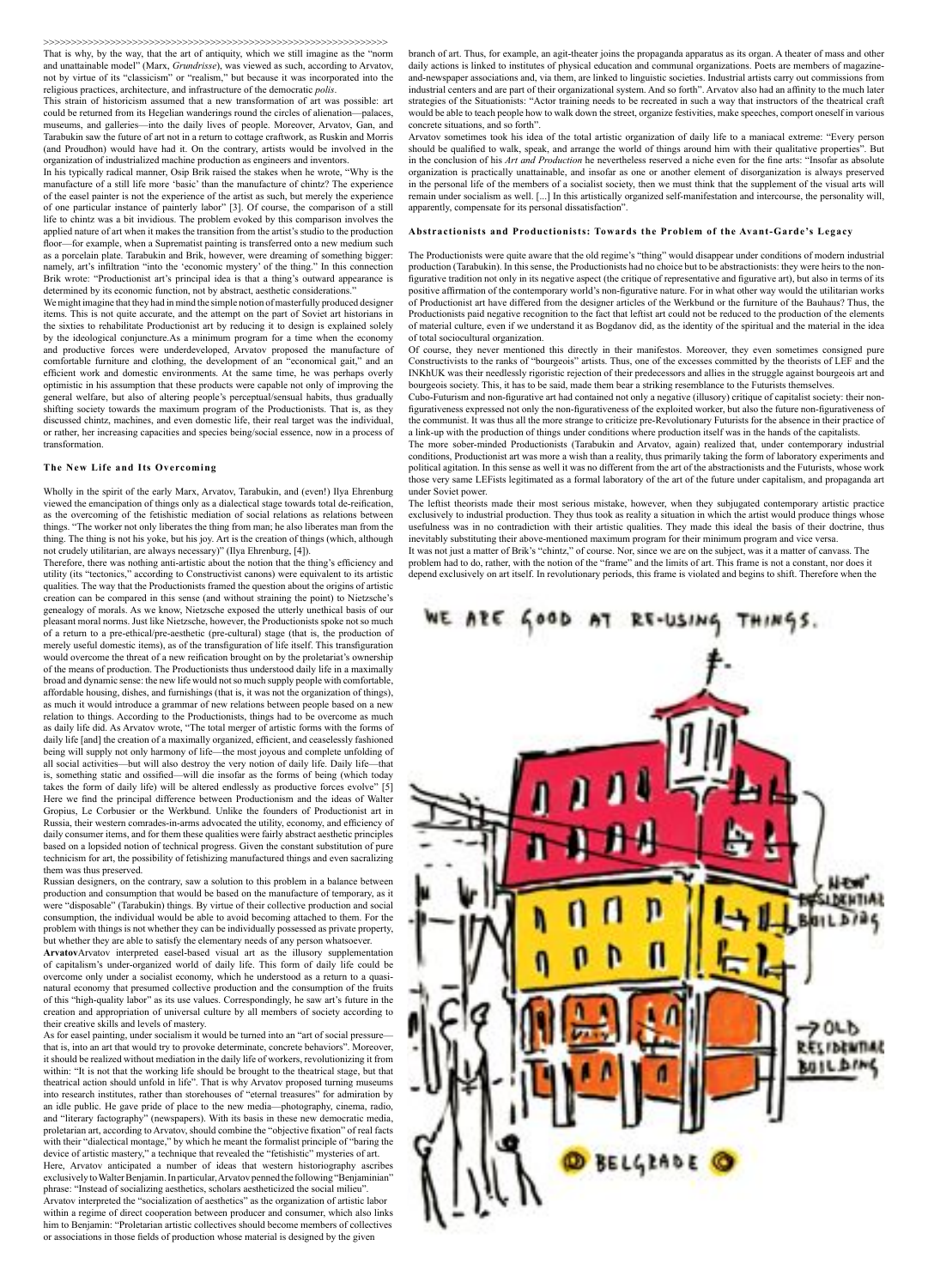That is why, by the way, that the art of antiquity, which we still imagine as the "norm and unattainable model" (Marx, *Grundrisse*), was viewed as such, according to Arvatov, not by virtue of its "classicism" or "realism," but because it was incorporated into the religious practices, architecture, and infrastructure of the democratic *polis*.

This strain of historicism assumed that a new transformation of art was possible: art could be returned from its Hegelian wanderings round the circles of alienation—palaces, museums, and galleries—into the daily lives of people. Moreover, Arvatov, Gan, and Tarabukin saw the future of art not in a return to cottage craftwork, as Ruskin and Morris (and Proudhon) would have had it. On the contrary, artists would be involved in the organization of industrialized machine production as engineers and inventors.

In his typically radical manner, Osip Brik raised the stakes when he wrote, "Why is the manufacture of a still life more 'basic' than the manufacture of chintz? The experience of the easel painter is not the experience of the artist as such, but merely the experience of one particular instance of painterly labor" [3]. Of course, the comparison of a still life to chintz was a bit invidious. The problem evoked by this comparison involves the applied nature of art when it makes the transition from the artist's studio to the production floor—for example, when a Suprematist painting is transferred onto a new medium such as a porcelain plate. Tarabukin and Brik, however, were dreaming of something bigger: namely, art's infiltration "into the 'economic mystery' of the thing." In this connection Brik wrote: "Productionist art's principal idea is that a thing's outward appearance is determined by its economic function, not by abstract, aesthetic considerations."

We might imagine that they had in mind the simple notion of masterfully produced designer items. This is not quite accurate, and the attempt on the part of Soviet art historians in the sixties to rehabilitate Productionist art by reducing it to design is explained solely by the ideological conjuncture.As a minimum program for a time when the economy and productive forces were underdeveloped, Arvatov proposed the manufacture of comfortable furniture and clothing, the development of an "economical gait," and an efficient work and domestic environments. At the same time, he was perhaps overly optimistic in his assumption that these products were capable not only of improving the general welfare, but also of altering people's perceptual/sensual habits, thus gradually shifting society towards the maximum program of the Productionists. That is, as they discussed chintz, machines, and even domestic life, their real target was the individual, or rather, her increasing capacities and species being/social essence, now in a process of transformation.

## The New Life and Its Overcoming

Wholly in the spirit of the early Marx, Arvatov, Tarabukin, and (even!) Ilya Ehrenburg viewed the emancipation of things only as a dialectical stage towards total de-reification, as the overcoming of the fetishistic mediation of social relations as relations between things. "The worker not only liberates the thing from man; he also liberates man from the thing. The thing is not his yoke, but his joy. Art is the creation of things (which, although not crudely utilitarian, are always necessary)" (Ilya Ehrenburg, [4]).

Therefore, there was nothing anti-artistic about the notion that the thing's efficiency and utility (its "tectonics," according to Constructivist canons) were equivalent to its artistic qualities. The way that the Productionists framed the question about the origins of artistic creation can be compared in this sense (and without straining the point) to Nietzsche's genealogy of morals. As we know, Nietzsche exposed the utterly unethical basis of our pleasant moral norms. Just like Nietzsche, however, the Productionists spoke not so much of a return to a pre-ethical/pre-aesthetic (pre-cultural) stage (that is, the production of merely useful domestic items), as of the transfiguration of life itself. This transfiguration would overcome the threat of a new reification brought on by the proletariat's ownership of the means of production. The Productionists thus understood daily life in a maximally broad and dynamic sense: the new life would not so much supply people with comfortable, affordable housing, dishes, and furnishings (that is, it was not the organization of things), as much it would introduce a grammar of new relations between people based on a new relation to things. According to the Productionists, things had to be overcome as much as daily life did. As Arvatov wrote, "The total merger of artistic forms with the forms of daily life [and] the creation of a maximally organized, efficient, and ceaselessly fashioned being will supply not only harmony of life—the most joyous and complete unfolding of all social activities—but will also destroy the very notion of daily life. Daily life—that is, something static and ossified—will die insofar as the forms of being (which today takes the form of daily life) will be altered endlessly as productive forces evolve" [5]

Here we find the principal difference between Productionism and the ideas of Walter Gropius, Le Corbusier or the Werkbund. Unlike the founders of Productionist art in Russia, their western comrades-in-arms advocated the utility, economy, and efficiency of daily consumer items, and for them these qualities were fairly abstract aesthetic principles based on a lopsided notion of technical progress. Given the constant substitution of pure technicism for art, the possibility of fetishizing manufactured things and even sacralizing them was thus preserved.

Russian designers, on the contrary, saw a solution to this problem in a balance between production and consumption that would be based on the manufacture of temporary, as it were "disposable" (Tarabukin) things. By virtue of their collective production and social consumption, the individual would be able to avoid becoming attached to them. For the problem with things is not whether they can be individually possessed as private property, but whether they are able to satisfy the elementary needs of any person whatsoever.

**Arvatov**Arvatov interpreted easel-based visual art as the illusory supplementation of capitalism's under-organized world of daily life. This form of daily life could be overcome only under a socialist economy, which he understood as a return to a quasi-natural economy that presumed collective production and the consumption of the fruits of this "high-quality labor" as its use values. Correspondingly, he saw art's future in the creation and appropriation of universal culture by all members of society according to their creative skills and levels of mastery.

As for easel painting, under socialism it would be turned into an "art of social pressure—that is, into an art that would try to provoke determinate, concrete behaviors". Moreover, it should be realized without mediation in the daily life of workers, revolutionizing it from within: "It is not that the working life should be brought to the theatrical stage, but that theatrical action should unfold in life". That is why Arvatov proposed turning museums into research institutes, rather than storehouses of "eternal treasures" for admiration by an idle public. He gave pride of place to the new media—photography, cinema, radio, and "literary factography" (newspapers). With its basis in these new democratic media, proletarian art, according to Arvatov, should combine the "objective fixation" of real facts with their "dialectical montage," by which he meant the formalist principle of "baring the device of artistic mastery," a technique that revealed the "fetishistic" mysteries of art.

Here, Arvatov anticipated a number of ideas that western historiography ascribes exclusively to Walter Benjamin. In particular, Arvatov penned the following "Benjaminian" phrase: "Instead of socializing aesthetics, scholars aestheticized the social milieu".

Arvatov interpreted the "socialization of aesthetics" as the organization of artistic labor within a regime of direct cooperation between producer and consumer, which also links him to Benjamin: "Proletarian artistic collectives should become members of collectives or associations in those fields of production whose material is designed by the given branch of art. Thus, for example, an agit-theater joins the propaganda apparatus as its organ. A theater of mass and other daily actions is linked to institutes of physical education and communal organizations. Poets are members of magazine-and-newspaper associations and, via them, are linked to linguistic societies. Industrial artists carry out commissions from industrial centers and are part of their organizational system. And so forth". Arvatov also had an affinity to the much later strategies of the Situationists: "Actor training needs to be recreated in such a way that instructors of the theatrical craft would be able to teach people how to walk down the street, organize festivities, make speeches, comport oneself in various concrete situations, and so forth".

Arvatov sometimes took his idea of the total artistic organization of daily life to a maniacal extreme: "Every person should be qualified to walk, speak, and arrange the world of things around him with their qualitative properties". But in the conclusion of his *Art and Production* he nevertheless reserved a niche even for the fine arts: "Insofar as absolute organization is practically unattainable, and insofar as one or another element of disorganization is always preserved in the personal life of the members of a socialist society, then we must think that the supplement of the visual arts will remain under socialism as well. [...] In this artistically organized self-manifestation and intercourse, the personality will, apparently, compensate for its personal dissatisfaction".

## Abstractionists and Productionists: Towards the Problem of the Avant-Garde's Legacy

The Productionists were quite aware that the old regime's "thing" would disappear under conditions of modern industrial production (Tarabukin). In this sense, the Productionists had no choice but to be abstractionists: they were heirs to the non-figurative tradition not only in its negative aspect (the critique of representative and figurative art), but also in terms of its positive affirmation of the contemporary world's non-figurative nature. For in what other way would the utilitarian works of Productionist art have differed from the designer articles of the Werkbund or the furniture of the Bauhaus? Thus, the Productionists paid negative recognition to the fact that leftist art could not be reduced to the production of the elements of material culture, even if we understand it as Bogdanov did, as the identity of the spiritual and the material in the idea of total sociocultural organization.

Of course, they never mentioned this directly in their manifestos. Moreover, they even sometimes consigned pure Constructivists to the ranks of "bourgeois" artists. Thus, one of the excesses committed by the theorists of LEF and the INKhUK was their needlessly rigoristic rejection of their predecessors and allies in the struggle against bourgeois art and bourgeois society. This, it has to be said, made them bear a striking resemblance to the Futurists themselves.

Cubo-Futurism and non-figurative art had contained not only a negative (illusory) critique of capitalist society: their non-figurativeness expressed not only the non-figurativeness of the exploited worker, but also the future non-figurativeness of the communist. It was thus all the more strange to criticize pre-Revolutionary Futurists for the absence in their practice of a link-up with the production of things under conditions where production itself was in the hands of the capitalists.

The more sober-minded Productionists (Tarabukin and Arvatov, again) realized that, under contemporary industrial conditions, Productionist art was more a wish than a reality, thus primarily taking the form of laboratory experiments and political agitation. In this sense as well it was no different from the art of the abstractionists and the Futurists, whose work those very same LEFists legitimated as a formal laboratory of the art of the future under capitalism, and propaganda art under Soviet power.

The leftist theorists made their most serious mistake, however, when they subjugated contemporary artistic practice exclusively to industrial production. They thus took as reality a situation in which the artist would produce things whose usefulness was in no contradiction with their artistic qualities. They made this ideal the basis of their doctrine, thus inevitably substituting their above-mentioned maximum program for their minimum program and vice versa.

It was not just a matter of Brik's "chintz," of course. Nor, since we are on the subject, was it a matter of canvass. The problem had to do, rather, with the notion of the "frame" and the limits of art. This frame is not a constant, nor does it depend exclusively on art itself. In revolutionary periods, this frame is violated and begins to shift. Therefore when the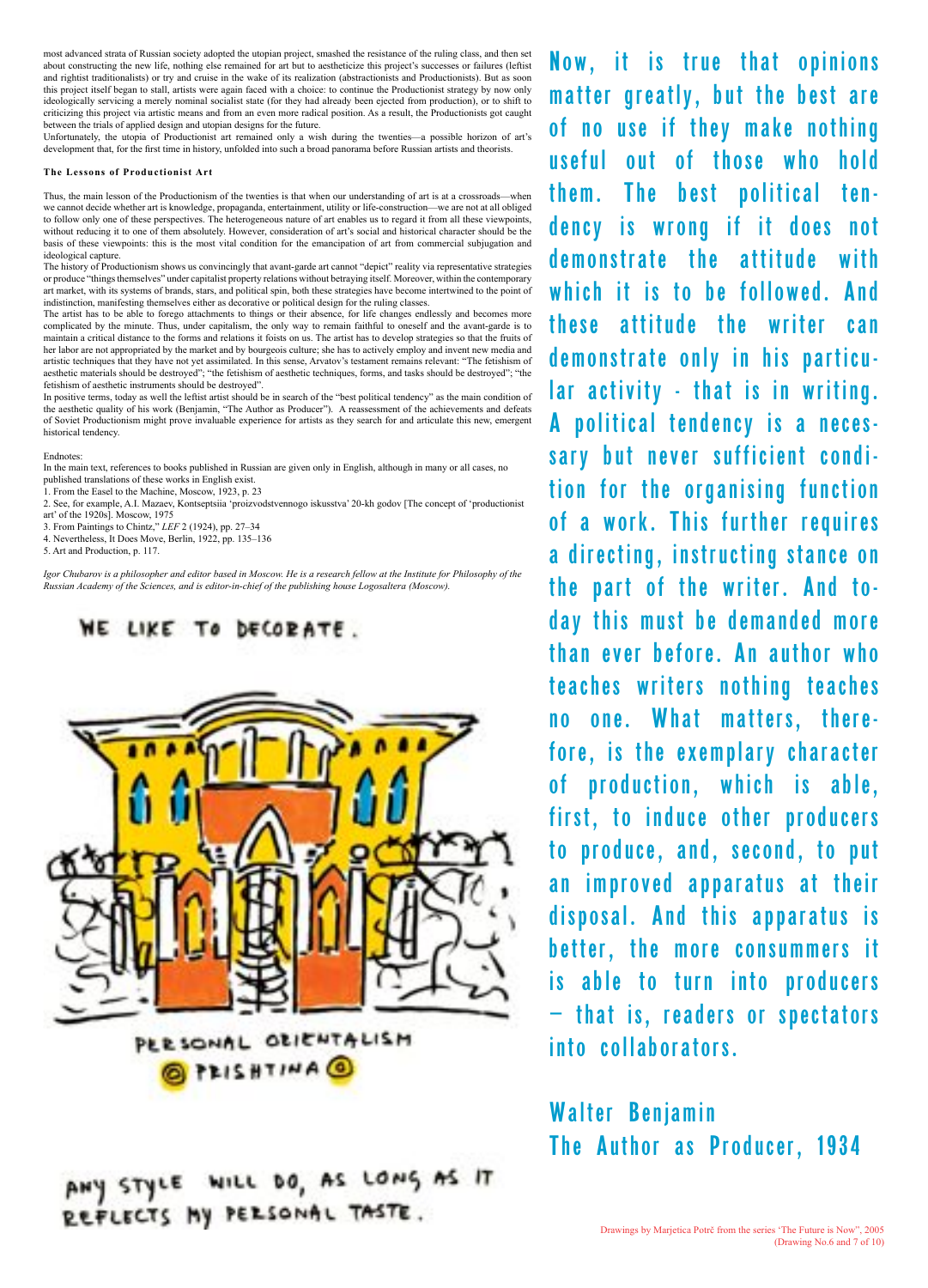most advanced strata of Russian society adopted the utopian project, smashed the resistance of the ruling class, and then set about constructing the new life, nothing else remained for art but to aestheticize this project's successes or failures (leftist and rightist traditionalists) or try and cruise in the wake of its realization (abstractionists and Productionists). But as soon this project itself began to stall, artists were again faced with a choice: to continue the Productionist strategy by now only ideologically servicing a merely nominal socialist state (for they had already been ejected from production), or to shift to criticizing this project via artistic means and from an even more radical position. As a result, the Productionists got caught between the trials of applied design and utopian designs for the future.

Unfortunately, the utopia of Productionist art remained only a wish during the twenties—a possible horizon of art's development that, for the first time in history, unfolded into such a broad panorama before Russian artists and theorists.

### The Lessons of Productionist Art

Thus, the main lesson of the Productionism of the twenties is that when our understanding of art is at a crossroads—when we cannot decide whether art is knowledge, propaganda, entertainment, utility or life-construction—we are not at all obliged to follow only one of these perspectives. The heterogeneous nature of art enables us to regard it from all these viewpoints, without reducing it to one of them absolutely. However, consideration of art's social and historical character should be the basis of these viewpoints: this is the most vital condition for the emancipation of art from commercial subjugation and ideological capture.

The history of Productionism shows us convincingly that avant-garde art cannot "depict" reality via representative strategies or produce "things themselves" under capitalist property relations without betraying itself. Moreover, within the contemporary art market, with its systems of brands, stars, and political spin, both these strategies have become intertwined to the point of indistinction, manifesting themselves either as decorative or political design for the ruling classes.

The artist has to be able to forego attachments to things or their absence, for life changes endlessly and becomes more complicated by the minute. Thus, under capitalism, the only way to remain faithful to oneself and the avant-garde is to maintain a critical distance to the forms and relations it foists on us. The artist has to develop strategies so that the fruits of her labor are not appropriated by the market and by bourgeois culture; she has to actively employ and invent new media and artistic techniques that they have not yet assimilated. In this sense, Arvatov's testament remains relevant: "The fetishism of aesthetic materials should be destroyed"; "the fetishism of aesthetic techniques, forms, and tasks should be destroyed"; "the fetishism of aesthetic instruments should be destroyed".

In positive terms, today as well the leftist artist should be in search of the "best political tendency" as the main condition of the aesthetic quality of his work (Benjamin, "The Author as Producer"). A reassessment of the achievements and defeats of Soviet Productionism might prove invaluable experience for artists as they search for and articulate this new, emergent historical tendency.

Endnotes:

In the main text, references to books published in Russian are given only in English, although in many or all cases, no published translations of these works in English exist.

1. From the Easel to the Machine, Moscow, 1923, p. 23
2. See, for example, A.I. Mazaev, Kontseptsiia 'proizvodstvennogo iskusstva' 20-kh godov [The concept of 'productionist art' of the 1920s]. Moscow, 1975
3. From Paintings to Chintz," *LEF* 2 (1924), pp. 27–34
4. Nevertheless, It Does Move, Berlin, 1922, pp. 135–136
5. Art and Production, p. 117.

*Igor Chubarov is a philosopher and editor based in Moscow. He is a research fellow at the Institute for Philosophy of the Russian Academy of the Sciences, and is editor-in-chief of the publishing house Logosaltera (Moscow).*

WE LIKE TO DECORATE.

PERSONAL ORIENTALISM
PRISHTINA

ANY STYLE WILL DO, AS LONG AS IT REFLECTS MY PERSONAL TASTE.

Now, it is true that opinions matter greatly, but the best are of no use if they make nothing useful out of those who hold them. The best political tendency is wrong if it does not demonstrate the attitude with which it is to be followed. And these attitude the writer can demonstrate only in his particular activity - that is in writing. A political tendency is a necessary but never sufficient condition for the organising function of a work. This further requires a directing, instructing stance on the part of the writer. And today this must be demanded more than ever before. An author who teaches writers nothing teaches no one. What matters, therefore, is the exemplary character of production, which is able, first, to induce other producers to produce, and, second, to put an improved apparatus at their disposal. And this apparatus is better, the more consummers it is able to turn into producers – that is, readers or spectators into collaborators.

Walter Benjamin
The Author as Producer, 1934

Drawings by Marjetica Potrč from the series 'The Future is Now", 2005 (Drawing No.6 and 7 of 10)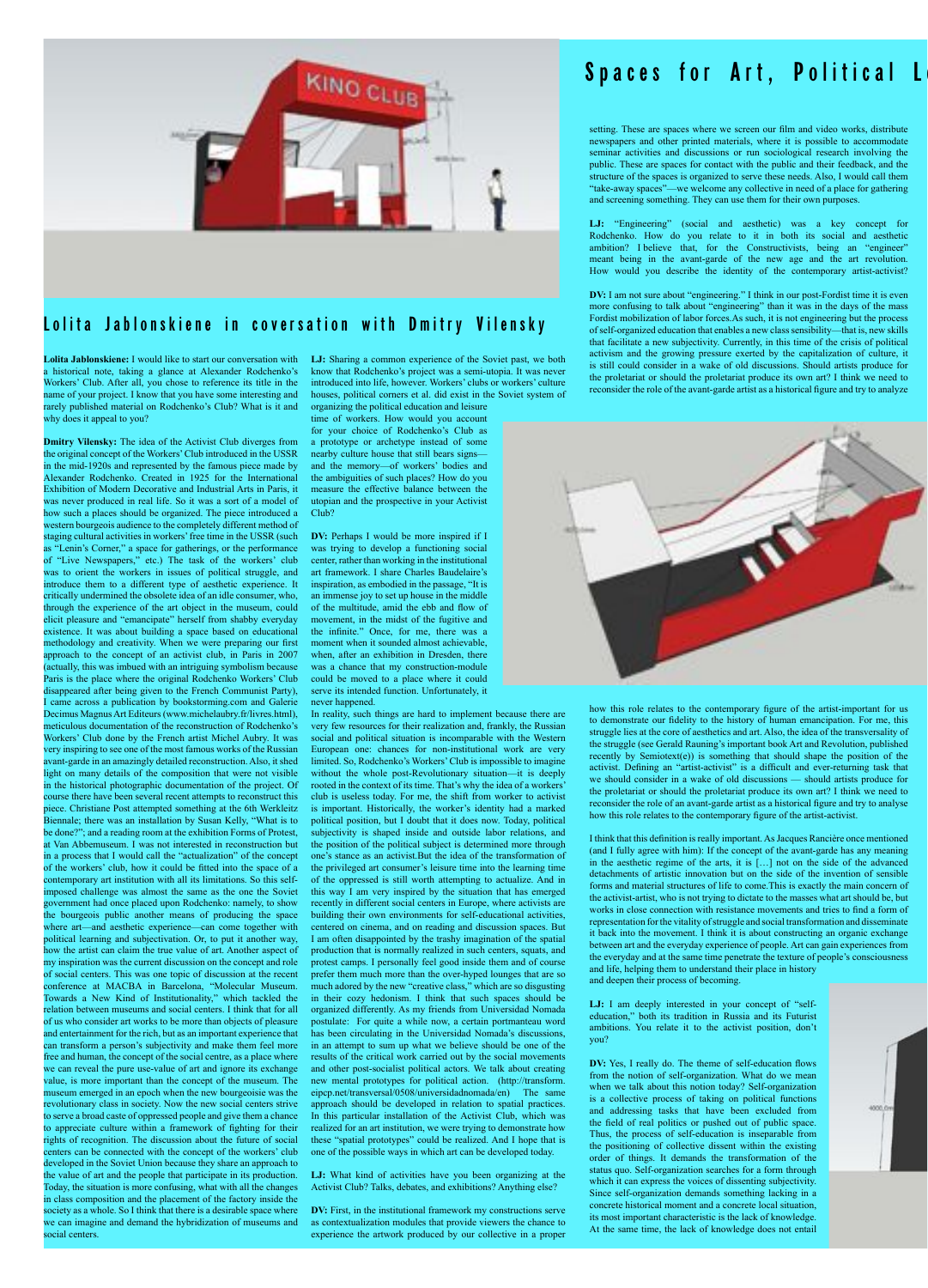# Spaces for Art, Political L

## Lolita Jablonskiene in coversation with Dmitry Vilensky

**Lolita Jablonskiene:** I would like to start our conversation with a historical note, taking a glance at Alexander Rodchenko's Workers' Club. After all, you chose to reference its title in the name of your project. I know that you have some interesting and rarely published material on Rodchenko's Club? What is it and why does it appeal to you?

**Dmitry Vilensky:** The idea of the Activist Club diverges from the original concept of the Workers' Club introduced in the USSR in the mid-1920s and represented by the famous piece made by Alexander Rodchenko. Created in 1925 for the International Exhibition of Modern Decorative and Industrial Arts in Paris, it was never produced in real life. So it was a sort of a model of how such a places should be organized. The piece introduced a western bourgeois audience to the completely different method of staging cultural activities in workers' free time in the USSR (such as "Lenin's Corner," a space for gatherings, or the performance of "Live Newspapers," etc.) The task of the workers' club was to orient the workers in issues of political struggle, and introduce them to a different type of aesthetic experience. It critically undermined the obsolete idea of an idle consumer, who, through the experience of the art object in the museum, could elicit pleasure and "emancipate" herself from shabby everyday existence. It was about building a space based on educational methodology and creativity. When we were preparing our first approach to the concept of an activist club, in Paris in 2007 (actually, this was imbued with an intriguing symbolism because Paris is the place where the original Rodchenko Workers' Club disappeared after being given to the French Communist Party), I came across a publication by bookstorming.com and Galerie Decimus Magnus Art Editeurs (www.michelaubry.fr/livres.html), meticulous documentation of the reconstruction of Rodchenko's Workers' Club done by the French artist Michel Aubry. It was very inspiring to see one of the most famous works of the Russian avant-garde in an amazingly detailed reconstruction. Also, it shed light on many details of the composition that were not visible in the historical photographic documentation of the project. Of course there have been several recent attempts to reconstruct this piece. Christiane Post attempted something at the 6th Werkleitz Biennale; there was an installation by Susan Kelly, "What is to be done?"; and a reading room at the exhibition Forms of Protest, at Van Abbemuseum. I was not interested in reconstruction but in a process that I would call the "actualization" of the concept of the workers' club, how it could be fitted into the space of a contemporary art institution with all its limitations. So this self-imposed challenge was almost the same as the one the Soviet government had once placed upon Rodchenko: namely, to show the bourgeois public another means of producing the space where art—and aesthetic experience—can come together with political learning and subjectivation. Or, to put it another way, how the artist can claim the true value of art. Another aspect of my inspiration was the current discussion on the concept and role of social centers. This was one topic of discussion at the recent conference at MACBA in Barcelona, "Molecular Museum. Towards a New Kind of Institutionality," which tackled the relation between museums and social centers. I think that for all of us who consider art works to be more than objects of pleasure and entertainment for the rich, but as an important experience that can transform a person's subjectivity and make them feel more free and human, the concept of the social centre, as a place where we can reveal the pure use-value of art and ignore its exchange value, is more important than the concept of the museum. The museum emerged in an epoch when the new bourgeoisie was the revolutionary class in society. Now the new social centers strive to serve a broad caste of oppressed people and give them a chance to appreciate culture within a framework of fighting for their rights of recognition. The discussion about the future of social centers can be connected with the concept of the workers' club developed in the Soviet Union because they share an approach to the value of art and the people that participate in its production. Today, the situation is more confusing, what with all the changes in class composition and the placement of the factory inside the society as a whole. So I think that there is a desirable space where we can imagine and demand the hybridization of museums and social centers.

**LJ:** Sharing a common experience of the Soviet past, we both know that Rodchenko's project was a semi-utopia. It was never introduced into life, however. Workers' clubs or workers' culture houses, political corners et al. did exist in the Soviet system of organizing the political education and leisure time of workers. How would you account for your choice of Rodchenko's Club as a prototype or archetype instead of some nearby culture house that still bears signs—and the memory—of workers' bodies and the ambiguities of such places? How do you measure the effective balance between the utopian and the prospective in your Activist Club?

**DV:** Perhaps I would be more inspired if I was trying to develop a functioning social center, rather than working in the institutional art framework. I share Charles Baudelaire's inspiration, as embodied in the passage, "It is an immense joy to set up house in the middle of the multitude, amid the ebb and flow of movement, in the midst of the fugitive and the infinite." Once, for me, there was a moment when it sounded almost achievable, when, after an exhibition in Dresden, there was a chance that my construction-module could be moved to a place where it could serve its intended function. Unfortunately, it never happened.

In reality, such things are hard to implement because there are very few resources for their realization and, frankly, the Russian social and political situation is incomparable with the Western European one: chances for non-institutional work are very limited. So, Rodchenko's Workers' Club is impossible to imagine without the whole post-Revolutionary situation—it is deeply rooted in the context of its time. That's why the idea of a workers' club is useless today. For me, the shift from worker to activist is important. Historically, the worker's identity had a marked political position, but I doubt that it does now. Today, political subjectivity is shaped inside and outside labor relations, and the position of the political subject is determined more through one's stance as an activist.But the idea of the transformation of the privileged art consumer's leisure time into the learning time of the oppressed is still worth attempting to actualize. And in this way I am very inspired by the situation that has emerged recently in different social centers in Europe, where activists are building their own environments for self-educational activities, centered on cinema, and on reading and discussion spaces. But I am often disappointed by the trashy imagination of the spatial production that is normally realized in such centers, squats, and protest camps. I personally feel good inside them and of course prefer them much more than the over-hyped lounges that are so much adored by the new "creative class," which are so disgusting in their cozy hedonism. I think that such spaces should be organized differently. As my friends from Universidad Nomada postulate: For quite a while now, a certain portmanteau word has been circulating in the Universidad Nomada's discussions, in an attempt to sum up what we believe should be one of the results of the critical work carried out by the social movements and other post-socialist political actors. We talk about creating new mental prototypes for political action. (http://transform.eipcp.net/transversal/0508/universidadnomada/en) The same approach should be developed in relation to spatial practices. In this particular installation of the Activist Club, which was realized for an art institution, we were trying to demonstrate how these "spatial prototypes" could be realized. And I hope that is one of the possible ways in which art can be developed today.

**LJ:** What kind of activities have you been organizing at the Activist Club? Talks, debates, and exhibitions? Anything else?

**DV:** First, in the institutional framework my constructions serve as contextualization modules that provide viewers the chance to experience the artwork produced by our collective in a proper setting. These are spaces where we screen our film and video works, distribute newspapers and other printed materials, where it is possible to accommodate seminar activities and discussions or run sociological research involving the public. These are spaces for contact with the public and their feedback, and the structure of the spaces is organized to serve these needs. Also, I would call them "take-away spaces"—we welcome any collective in need of a place for gathering and screening something. They can use them for their own purposes.

**LJ:** "Engineering" (social and aesthetic) was a key concept for Rodchenko. How do you relate to it in both its social and aesthetic ambition? I believe that, for the Constructivists, being an "engineer" meant being in the avant-garde of the new age and the art revolution. How would you describe the identity of the contemporary artist-activist?

**DV:** I am not sure about "engineering." I think in our post-Fordist time it is even more confusing to talk about "engineering" than it was in the days of the mass Fordist mobilization of labor forces.As such, it is not engineering but the process of self-organized education that enables a new class sensibility—that is, new skills that facilitate a new subjectivity. Currently, in this time of the crisis of political activism and the growing pressure exerted by the capitalization of culture, it is still could consider in a wake of old discussions. Should artists produce for the proletariat or should the proletariat produce its own art? I think we need to reconsider the role of the avant-garde artist as a historical figure and try to analyze how this role relates to the contemporary figure of the artist-important for us to demonstrate our fidelity to the history of human emancipation. For me, this struggle lies at the core of aesthetics and art. Also, the idea of the transversality of the struggle (see Gerald Rauning's important book Art and Revolution, published recently by Semiotext(e)) is something that should shape the position of the activist. Defining an "artist-activist" is a difficult and ever-returning task that we should consider in a wake of old discussions — should artists produce for the proletariat or should the proletariat produce its own art? I think we need to reconsider the role of an avant-garde artist as a historical figure and try to analyse how this role relates to the contemporary figure of the artist-activist.

I think that this definition is really important. As Jacques Rancière once mentioned (and I fully agree with him): If the concept of the avant-garde has any meaning in the aesthetic regime of the arts, it is […] not on the side of the advanced detachments of artistic innovation but on the side of the invention of sensible forms and material structures of life to come.This is exactly the main concern of the activist-artist, who is not trying to dictate to the masses what art should be, but works in close connection with resistance movements and tries to find a form of representation for the vitality of struggle and social transformation and disseminate it back into the movement. I think it is about constructing an organic exchange between art and the everyday experience of people. Art can gain experiences from the everyday and at the same time penetrate the texture of people's consciousness and life, helping them to understand their place in history and deepen their process of becoming.

**LJ:** I am deeply interested in your concept of "self-education," both its tradition in Russia and its Futurist ambitions. You relate it to the activist position, don't you?

**DV:** Yes, I really do. The theme of self-education flows from the notion of self-organization. What do we mean when we talk about this notion today? Self-organization is a collective process of taking on political functions and addressing tasks that have been excluded from the field of real politics or pushed out of public space. Thus, the process of self-education is inseparable from the positioning of collective dissent within the existing order of things. It demands the transformation of the status quo. Self-organization searches for a form through which it can express the voices of dissenting subjectivity. Since self-organization demands something lacking in a concrete historical moment and a concrete local situation, its most important characteristic is the lack of knowledge. At the same time, the lack of knowledge does not entail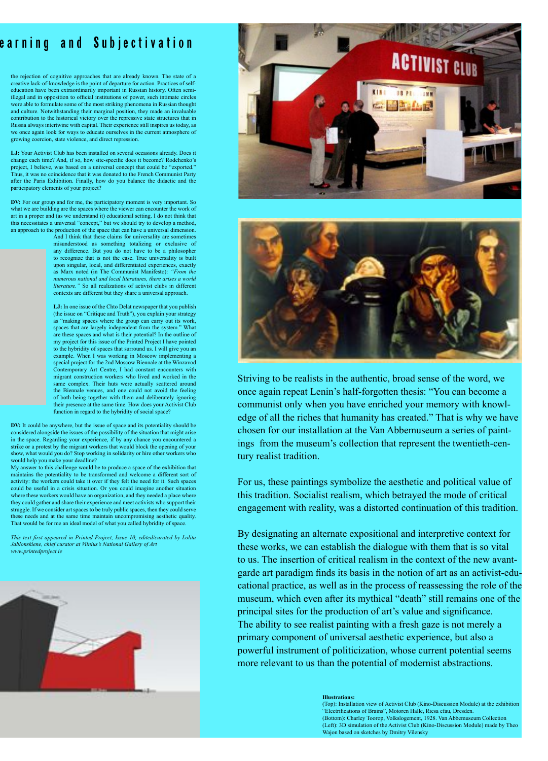# earning and Subjectivation

the rejection of cognitive approaches that are already known. The state of a creative lack-of-knowledge is the point of departure for action. Practices of self-education have been extraordinarily important in Russian history. Often semi-illegal and in opposition to official institutions of power, such intimate circles were able to formulate some of the most striking phenomena in Russian thought and culture. Notwithstanding their marginal position, they made an invaluable contribution to the historical victory over the repressive state structures that in Russia always intertwine with capital. Their experience still inspires us today, as we once again look for ways to educate ourselves in the current atmosphere of growing coercion, state violence, and direct repression.

**LJ:** Your Activist Club has been installed on several occasions already. Does it change each time? And, if so, how site-specific does it become? Rodchenko's project, I believe, was based on a universal concept that could be "exported." Thus, it was no coincidence that it was donated to the French Communist Party after the Paris Exhibition. Finally, how do you balance the didactic and the participatory elements of your project?

**DV:** For our group and for me, the participatory moment is very important. So what we are building are the spaces where the viewer can encounter the work of art in a proper and (as we understand it) educational setting. I do not think that this necessitates a universal "concept," but we should try to develop a method, an approach to the production of the space that can have a universal dimension. And I think that these claims for universality are sometimes misunderstood as something totalizing or exclusive of any difference. But you do not have to be a philosopher to recognize that is not the case. True universality is built upon singular, local, and differentiated experiences, exactly as Marx noted (in The Communist Manifesto): *"From the numerous national and local literatures, there arises a world literature."* So all realizations of activist clubs in different contexts are different but they share a universal approach.

**LJ:** In one issue of the Chto Delat newspaper that you publish (the issue on "Critique and Truth"), you explain your strategy as "making spaces where the group can carry out its work, spaces that are largely independent from the system." What are these spaces and what is their potential? In the outline of my project for this issue of the Printed Project I have pointed to the hybridity of spaces that surround us. I will give you an example. When I was working in Moscow implementing a special project for the 2nd Moscow Biennale at the Winzavod Contemporary Art Centre, I had constant encounters with migrant construction workers who lived and worked in the same complex. Their huts were actually scattered around the Biennale venues, and one could not avoid the feeling of both being together with them and deliberately ignoring their presence at the same time. How does your Activist Club function in regard to the hybridity of social space?

**DV:** It could be anywhere, but the issue of space and its potentiality should be considered alongside the issues of the possibility of the situation that might arise in the space. Regarding your experience, if by any chance you encountered a strike or a protest by the migrant workers that would block the opening of your show, what would you do? Stop working in solidarity or hire other workers who would help you make your deadline?

My answer to this challenge would be to produce a space of the exhibition that maintains the potentiality to be transformed and welcome a different sort of activity: the workers could take it over if they felt the need for it. Such spaces could be useful in a crisis situation. Or you could imagine another situation where these workers would have an organization, and they needed a place where they could gather and share their experience and meet activists who support their struggle. If we consider art spaces to be truly public spaces, then they could serve these needs and at the same time maintain uncompromising aesthetic quality. That would be for me an ideal model of what you called hybridity of space.

*This text first appeared in Printed Project, Issue 10, edited/curated by Lolita Jablonskiene, chief curator at Vilnius's National Gallery of Art www.printedproject.ie*

Striving to be realists in the authentic, broad sense of the word, we once again repeat Lenin's half-forgotten thesis: "You can become a communist only when you have enriched your memory with knowledge of all the riches that humanity has created." That is why we have chosen for our installation at the Van Abbemuseum a series of paintings from the museum's collection that represent the twentieth-century realist tradition.

For us, these paintings symbolize the aesthetic and political value of this tradition. Socialist realism, which betrayed the mode of critical engagement with reality, was a distorted continuation of this tradition.

By designating an alternate expositional and interpretive context for these works, we can establish the dialogue with them that is so vital to us. The insertion of critical realism in the context of the new avant-garde art paradigm finds its basis in the notion of art as an activist-educational practice, as well as in the process of reassessing the role of the museum, which even after its mythical "death" still remains one of the principal sites for the production of art's value and significance. The ability to see realist painting with a fresh gaze is not merely a primary component of universal aesthetic experience, but also a powerful instrument of politicization, whose current potential seems more relevant to us than the potential of modernist abstractions.

**Illustrations:**
(Top): Installation view of Activist Club (Kino-Discussion Module) at the exhibition "Electrifications of Brains", Motoren Halle, Riesa efau, Dresden.
(Bottom): Charley Toorop, Volkslogement, 1928. Van Abbemuseum Collection
(Left): 3D simulation of the Activist Club (Kino-Discussion Module) made by Theo Wajon based on sketches by Dmitry Vilensky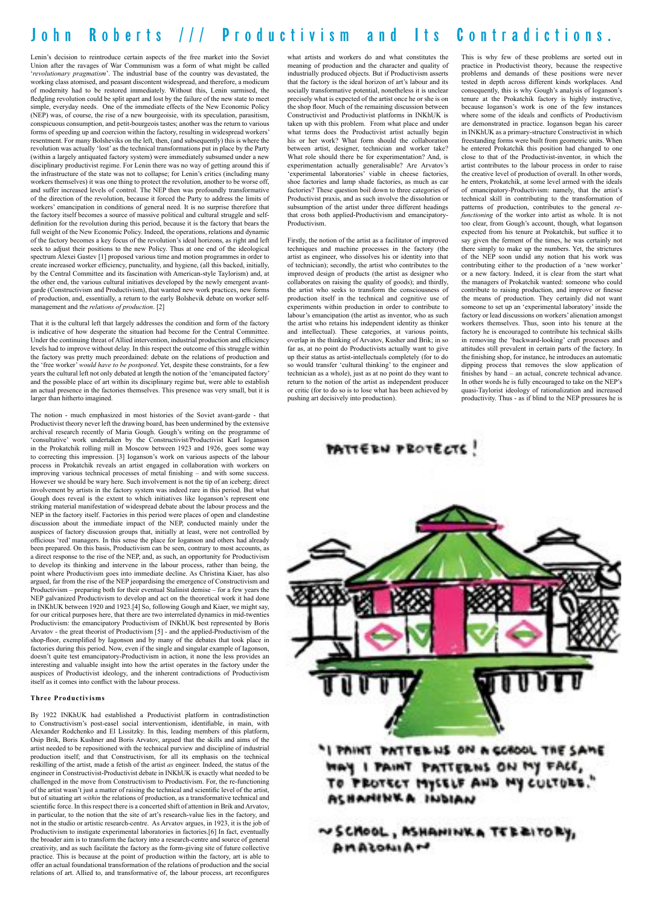# John Roberts /// Productivism and Its Contradictions.

Lenin's decision to reintroduce certain aspects of the free market into the Soviet Union after the ravages of War Communism was a form of what might be called '*revolutionary pragmatism*'. The industrial base of the country was devastated, the working class atomised, and peasant discontent widespread, and therefore, a modicum of modernity had to be restored immediately. Without this, Lenin surmised, the fledgling revolution could be split apart and lost by the failure of the new state to meet simple, everyday needs. One of the immediate effects of the New Economic Policy (NEP) was, of course, the rise of a new bourgeoisie, with its speculation, parasitism, conspicuous consumption, and petit-bourgeois tastes; another was the return to various forms of speeding up and coercion within the factory, resulting in widespread workers' resentment. For many Bolsheviks on the left, then, (and subsequently) this is where the revolution was actually 'lost' as the technical transformations put in place by the Party (within a largely antiquated factory system) were immediately subsumed under a new disciplinary productivist regime. For Lenin there was no way of getting around this if the infrastructure of the state was not to collapse; for Lenin's critics (including many workers themselves) it was one thing to protect the revolution, another to be worse off, and suffer increased levels of control. The NEP then was profoundly transformative of the direction of the revolution, because it forced the Party to address the limits of workers' emancipation in conditions of general need. It is no surprise therefore that the factory itself becomes a source of massive political and cultural struggle and self-definition for the revolution during this period, because it is the factory that bears the full weight of the New Economic Policy. Indeed, the operations, relations and dynamic of the factory becomes a key focus of the revolution's ideal horizons, as right and left seek to adjust their positions to the new Policy. Thus at one end of the ideological spectrum Alexei Gastev [1] proposed various time and motion programmes in order to create increased worker efficiency, punctuality, and hygiene, (all this backed, initially, by the Central Committee and its fascination with American-style Taylorism) and, at the other end, the various cultural initiatives developed by the newly emergent avant-garde (Constructivism and Productivism), that wanted new work practices, new forms of production, and, essentially, a return to the early Bolshevik debate on worker self-management and the *relations of production*. [2]

That it is the cultural left that largely addresses the condition and form of the factory is indicative of how desperate the situation had become for the Central Committee. Under the continuing threat of Allied intervention, industrial production and efficiency levels had to improve without delay. In this respect the outcome of this struggle within the factory was pretty much preordained: debate on the relations of production and the 'free worker' *would have to be postponed*. Yet, despite these constraints, for a few years the cultural left not only debated at length the notion of the 'emancipated factory' and the possible place of art within its disciplinary regime but, were able to establish an actual presence in the factories themselves. This presence was very small, but it is larger than hitherto imagined.

The notion - much emphasized in most histories of the Soviet avant-garde - that Productivist theory never left the drawing board, has been undermined by the extensive archival research recently of Maria Gough. Gough's writing on the programme of 'consultative' work undertaken by the Constructivist/Productivist Karl Ioganson in the Prokatchik rolling mill in Moscow between 1923 and 1926, goes some way to correcting this impression. [3] Ioganson's work on various aspects of the labour process in Prokatchik reveals an artist engaged in collaboration with workers on improving various technical processes of metal finishing – and with some success. However we should be wary here. Such involvement is not the tip of an iceberg; direct involvement by artists in the factory system was indeed rare in this period. But what Gough does reveal is the extent to which initiatives like Ioganson's represent one striking material manifestation of widespread debate about the labour process and the NEP in the factory itself. Factories in this period were places of open and clandestine discussion about the immediate impact of the NEP, conducted mainly under the auspices of factory discussion groups that, initially at least, were not controlled by officious 'red' managers. In this sense the place for Ioganson and others had already been prepared. On this basis, Productivism can be seen, contrary to most accounts, as a direct response to the rise of the NEP, and, as such, an opportunity for Productivism to develop its thinking and intervene in the labour process, rather than being, the point where Productivism goes into immediate decline. As Christina Kiaer, has also argued, far from the rise of the NEP jeopardising the emergence of Constructivism and Productivism – preparing both for their eventual Stalinist demise – for a few years the NEP galvanized Productivism to develop and act on the theoretical work it had done in INKhUK between 1920 and 1923.[4] So, following Gough and Kiaer, we might say, for our critical purposes here, that there are two interrelated dynamics in mid-twenties Productivism: the emancipatory Productivism of INKhUK best represented by Boris Arvatov - the great theorist of Productivism [5] - and the applied-Productivism of the shop-floor, exemplified by Iagonson and by many of the debates that took place in factories during this period. Now, even if the single and singular example of Iagonson, doesn't quite test emancipatory-Productivism in action, it none the less provides an interesting and valuable insight into how the artist operates in the factory under the auspices of Productivist ideology, and the inherent contradictions of Productivism itself as it comes into conflict with the labour process.

### Three Productivisms

By 1922 INKhUK had established a Productivist platform in contradistinction to Constructivism's post-easel social interventionism, identifiable, in main, with Alexander Rodchenko and El Lissitzky. In this, leading members of this platform, Osip Brik, Boris Kushner and Boris Arvatov, argued that the skills and aims of the artist needed to be repositioned with the technical purview and discipline of industrial production itself; and that Constructivism, for all its emphasis on the technical reskilling of the artist, made a fetish of the artist *as* engineer. Indeed, the status of the engineer in Constructivist-Productivist debate in INKhUK is exactly what needed to be challenged in the move from Constructivism to Productivism. For, the re-functioning of the artist wasn't just a matter of raising the technical and scientific level of the artist, but of situating art *within* the relations of production, as a transformative technical and scientific force. In this respect there is a concerted shift of attention in Brik and Arvatov, in particular, to the notion that the site of art's research-value lies in the factory, and not in the studio or artistic research-centre. As Arvatov argues, in 1923, it is the job of Productivism to instigate experimental laboratories in factories.[6] In fact, eventually the broader aim is to transform the factory into a research-centre and source of general creativity, and as such facilitate the factory as the form-giving site of future collective practice. This is because at the point of production within the factory, art is able to offer an actual foundational transformation of the relations of production and the social relations of art. Allied to, and transformative of, the labour process, art reconfigures what artists and workers do and what constitutes the meaning of production and the character and quality of industrially produced objects. But if Productivism asserts that the factory is the ideal horizon of art's labour and its socially transformative potential, nonetheless it is unclear precisely what is expected of the artist once he or she is on the shop floor. Much of the remaining discussion between Constructivist and Productivist platforms in INKhUK is taken up with this problem. From what place and under what terms does the Productivist artist actually begin his or her work? What form should the collaboration between artist, designer, technician and worker take? What role should there be for experimentation? And, is experimentation actually generalisable? Are Arvatov's 'experimental laboratories' viable in cheese factories, shoe factories and lamp shade factories, as much as car factories? These question boil down to three categories of Productivist praxis, and as such involve the dissolution or subsumption of the artist under three different headings that cross both applied-Productivism and emancipatory-Productivism.

Firstly, the notion of the artist as a facilitator of improved techniques and machine processes in the factory (the artist as engineer, who dissolves his or identity into that of technician); secondly, the artist who contributes to the improved design of products (the artist as designer who collaborates on raising the quality of goods); and thirdly, the artist who seeks to transform the consciousness of production itself in the technical and cognitive use of experiments within production in order to contribute to labour's emancipation (the artist as inventor, who as such the artist who retains his independent identity as thinker and intellectual). These categories, at various points, overlap in the thinking of Arvatov, Kusher and Brik; in so far as, at no point do Productivists actually want to give up their status as artist-intellectuals completely (for to do so would transfer 'cultural thinking' to the engineer and technician as a whole), just as at no point do they want to return to the notion of the artist as independent producer or critic (for to do so is to lose what has been achieved by pushing art decisively into production).

This is why few of these problems are sorted out in practice in Productivist theory, because the respective problems and demands of these positions were never tested in depth across different kinds workplaces. And consequently, this is why Gough's analysis of Ioganson's tenure at the Prokatchik factory is highly instructive, because Ioganson's work is one of the few instances where some of the ideals and conflicts of Productivism are demonstrated in practice. Ioganson began his career in INKhUK as a primary-structure Constructivist in which freestanding forms were built from geometric units. When he entered Prokatchik this position had changed to one close to that of the Productivist-inventor, in which the artist contributes to the labour process in order to raise the creative level of production of overall. In other words, he enters, Prokatchik, at some level armed with the ideals of emancipatory-Productivism: namely, that the artist's technical skill in contributing to the transformation of patterns of production, contributes to the general *re-functioning* of the worker into artist as whole. It is not too clear, from Gough's account, though, what Ioganson expected from his tenure at Prokatchik, but suffice it to say given the ferment of the times, he was certainly not there simply to make up the numbers. Yet, the strictures of the NEP soon undid any notion that his work was contributing either to the production of a 'new worker' or a new factory. Indeed, it is clear from the start what the managers of Prokatchik wanted: someone who could contribute to raising production, and improve or finesse the means of production. They certainly did not want someone to set up an 'experimental laboratory' inside the factory or lead discussions on workers' alienation amongst workers themselves. Thus, soon into his tenure at the factory he is encouraged to contribute his technical skills in removing the 'backward-looking' craft processes and attitudes still prevalent in certain parts of the factory. In the finishing shop, for instance, he introduces an automatic dipping process that removes the slow application of finishes by hand – an actual, concrete technical advance. In other words he is fully encouraged to take on the NEP's quasi-Taylorist ideology of rationalization and increased productivity. Thus - as if blind to the NEP pressures he is

PATTERN PROTECTS!

"I PAINT PATTERNS ON A SCHOOL THE SAME WAY I PAINT PATTERNS ON MY FACE, TO PROTECT MYSELF AND MY CULTURE." ASHANINKA INDIAN

~SCHOOL, ASHANINKA TERRITORY, AMAZONIA~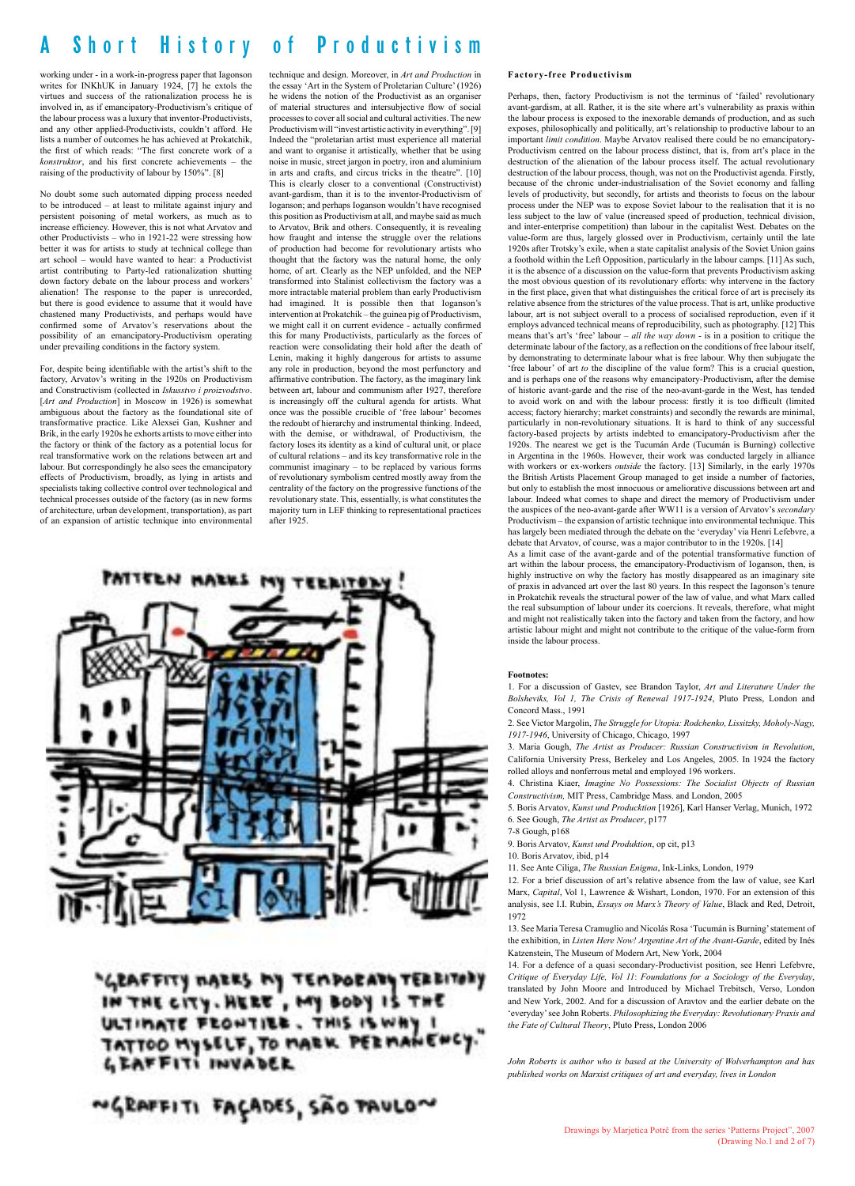# A Short History of Productivism

working under - in a work-in-progress paper that Ioganson writes for INKhUK in January 1924, [7] he extols the virtues and success of the rationalization process he is involved in, as if emancipatory-Productivism's critique of the labour process was a luxury that inventor-Productivists, and any other applied-Productivists, couldn't afford. He lists a number of outcomes he has achieved at Prokatchik, the first of which reads: "The first concrete work of a *konstruktor*, and his first concrete achievements – the raising of the productivity of labour by 150%". [8]

No doubt some such automated dipping process needed to be introduced – at least to militate against injury and persistent poisoning of metal workers, as much as to increase efficiency. However, this is not what Arvatov and other Productivists – who in 1921-22 were stressing how better it was for artists to study at technical college than art school – would have wanted to hear: a Productivist artist contributing to Party-led rationalization shutting down factory debate on the labour process and workers' alienation! The response to the paper is unrecorded, but there is good evidence to assume that it would have chastened many Productivists, and perhaps would have confirmed some of Arvatov's reservations about the possibility of an emancipatory-Productivism operating under prevailing conditions in the factory system.

For, despite being identifiable with the artist's shift to the factory, Arvatov's writing in the 1920s on Productivism and Constructivism (collected in *Iskusstvo i proizvodstvo*. [*Art and Production*] in Moscow in 1926) is somewhat ambiguous about the factory as the foundational site of transformative practice. Like Alexsei Gan, Kushner and Brik, in the early 1920s he exhorts artists to move either into the factory or think of the factory as a potential locus for real transformative work on the relations between art and labour. But correspondingly he also sees the emancipatory effects of Productivism, broadly, as lying in artists and specialists taking collective control over technological and technical processes outside of the factory (as in new forms of architecture, urban development, transportation), as part of an expansion of artistic technique into environmental technique and design. Moreover, in *Art and Production* in the essay 'Art in the System of Proletarian Culture' (1926) he widens the notion of the Productivist as an organiser of material structures and intersubjective flow of social processes to cover all social and cultural activities. The new Productivism will "invest artistic activity in everything". [9] Indeed the "proletarian artist must experience all material and want to organise it artistically, whether that be using noise in music, street jargon in poetry, iron and aluminium in arts and crafts, and circus tricks in the theatre". [10] This is clearly closer to a conventional (Constructivist) avant-gardism, than it is to the inventor-Productivism of Ioganson; and perhaps Ioganson wouldn't have recognised this position as Productivism at all, and maybe said as much to Arvatov, Brik and others. Consequently, it is revealing how fraught and intense the struggle over the relations of production had become for revolutionary artists who thought that the factory was the natural home, the only home, of art. Clearly as the NEP unfolded, and the NEP transformed into Stalinist collectivism the factory was a more intractable material problem than early Productivism had imagined. It is possible then that Ioganson's intervention at Prokatchik – the guinea pig of Productivism, we might call it on current evidence - actually confirmed this for many Productivists, particularly as the forces of reaction were consolidating their hold after the death of Lenin, making it highly dangerous for artists to assume any role in production, beyond the most perfunctory and affirmative contribution. The factory, as the imaginary link between art, labour and communism after 1927, therefore is increasingly off the cultural agenda for artists. What once was the possible crucible of 'free labour' becomes the redoubt of hierarchy and instrumental thinking. Indeed, with the demise, or withdrawal, of Productivism, the factory loses its identity as a kind of cultural unit, or place of cultural relations – and its key transformative role in the communist imaginary – to be replaced by various forms of revolutionary symbolism centred mostly away from the centrality of the factory on the progressive functions of the revolutionary state. This, essentially, is what constitutes the majority turn in LEF thinking to representational practices after 1925.

### Factory-free Productivism

Perhaps, then, factory Productivism is not the terminus of 'failed' revolutionary avant-gardism, at all. Rather, it is the site where art's vulnerability as praxis within the labour process is exposed to the inexorable demands of production, and as such exposes, philosophically and politically, art's relationship to productive labour to an important *limit condition*. Maybe Arvatov realised there could be no emancipatory-Productivism centred on the labour process distinct, that is, from art's place in the destruction of the alienation of the labour process itself. The actual revolutionary destruction of the labour process, though, was not on the Productivist agenda. Firstly, because of the chronic under-industrialisation of the Soviet economy and falling levels of productivity, but secondly, for artists and theorists to focus on the labour process under the NEP was to expose Soviet labour to the realisation that it is no less subject to the law of value (increased speed of production, technical division, and inter-enterprise competition) than labour in the capitalist West. Debates on the value-form are thus, largely glossed over in Productivism, certainly until the late 1920s after Trotsky's exile, when a state capitalist analysis of the Soviet Union gains a foothold within the Left Opposition, particularly in the labour camps. [11] As such, it is the absence of a discussion on the value-form that prevents Productivism asking the most obvious question of its revolutionary efforts: why intervene in the factory in the first place, given that what distinguishes the critical force of art is precisely its relative absence from the strictures of the value process. That is art, unlike productive labour, art is not subject overall to a process of socialised reproduction, even if it employs advanced technical means of reproducibility, such as photography. [12] This means that's art's 'free' labour – *all the way down* - is in a position to critique the determinate labour of the factory, as a reflection on the conditions of free labour itself, by demonstrating to determinate labour what is free labour. Why then subjugate the 'free labour' of art *to* the discipline of the value form? This is a crucial question, and is perhaps one of the reasons why emancipatory-Productivism, after the demise of historic avant-garde and the rise of the neo-avant-garde in the West, has tended to avoid work on and with the labour process: firstly it is too difficult (limited access; factory hierarchy; market constraints) and secondly the rewards are minimal, particularly in non-revolutionary situations. It is hard to think of any successful factory-based projects by artists indebted to emancipatory-Productivism after the 1920s. The nearest we get is the Tucumán Arde (Tucumán is Burning) collective in Argentina in the 1960s. However, their work was conducted largely in alliance with workers or ex-workers *outside* the factory. [13] Similarly, in the early 1970s the British Artists Placement Group managed to get inside a number of factories, but only to establish the most innocuous or ameliorative discussions between art and labour. Indeed what comes to shape and direct the memory of Productivism under the auspices of the neo-avant-garde after WW11 is a version of Arvatov's *secondary* Productivism – the expansion of artistic technique into environmental technique. This has largely been mediated through the debate on the 'everyday' via Henri Lefebvre, a debate that Arvatov, of course, was a major contributor to in the 1920s. [14]

As a limit case of the avant-garde and of the potential transformative function of art within the labour process, the emancipatory-Productivism of Ioganson, then, is highly instructive on why the factory has mostly disappeared as an imaginary site of praxis in advanced art over the last 80 years. In this respect the Ioganson's tenure in Prokatchik reveals the structural power of the law of value, and what Marx called the real subsumption of labour under its coercions. It reveals, therefore, what might and might not realistically taken into the factory and taken from the factory, and how artistic labour might and might not contribute to the critique of the value-form from inside the labour process.

**Footnotes:**

1. For a discussion of Gastev, see Brandon Taylor, *Art and Literature Under the Bolsheviks, Vol 1, The Crisis of Renewal 1917-1924*, Pluto Press, London and Concord Mass., 1991
2. See Victor Margolin, *The Struggle for Utopia: Rodchenko, Lissitzky, Moholy-Nagy, 1917-1946*, University of Chicago, Chicago, 1997
3. Maria Gough, *The Artist as Producer: Russian Constructivism in Revolution*, California University Press, Berkeley and Los Angeles, 2005. In 1924 the factory rolled alloys and nonferrous metal and employed 196 workers.
4. Christina Kiaer, *Imagine No Possessions: The Socialist Objects of Russian Constructivism*, MIT Press, Cambridge Mass. and London, 2005
5. Boris Arvatov, *Kunst und Produktion* [1926], Karl Hanser Verlag, Munich, 1972
6. See Gough, *The Artist as Producer*, p177
7-8 Gough, p168
9. Boris Arvatov, *Kunst und Produktion*, op cit, p13
10. Boris Arvatov, ibid, p14
11. See Ante Ciliga, *The Russian Enigma*, Ink-Links, London, 1979
12. For a brief discussion of art's relative absence from the law of value, see Karl Marx, *Capital*, Vol 1, Lawrence & Wishart, London, 1970. For an extension of this analysis, see I.I. Rubin, *Essays on Marx's Theory of Value*, Black and Red, Detroit, 1972
13. See Maria Teresa Cramuglio and Nicolás Rosa 'Tucumán is Burning' statement of the exhibition, in *Listen Here Now! Argentine Art of the Avant-Garde*, edited by Inés Katzenstein, The Museum of Modern Art, New York, 2004
14. For a defence of a quasi secondary-Productivist position, see Henri Lefebvre, *Critique of Everyday Life, Vol 11: Foundations for a Sociology of the Everyday*, translated by John Moore and Introduced by Michael Trebitsch, Verso, London and New York, 2002. And for a discussion of Aravtov and the earlier debate on the 'everyday' see John Roberts. *Philosophizing the Everyday: Revolutionary Praxis and the Fate of Cultural Theory*, Pluto Press, London 2006

*John Roberts is author who is based at the University of Wolverhampton and has published works on Marxist critiques of art and everyday, lives in London*

Drawings by Marjetica Potrč from the series 'Patterns Project", 2007 (Drawing No.1 and 2 of 7)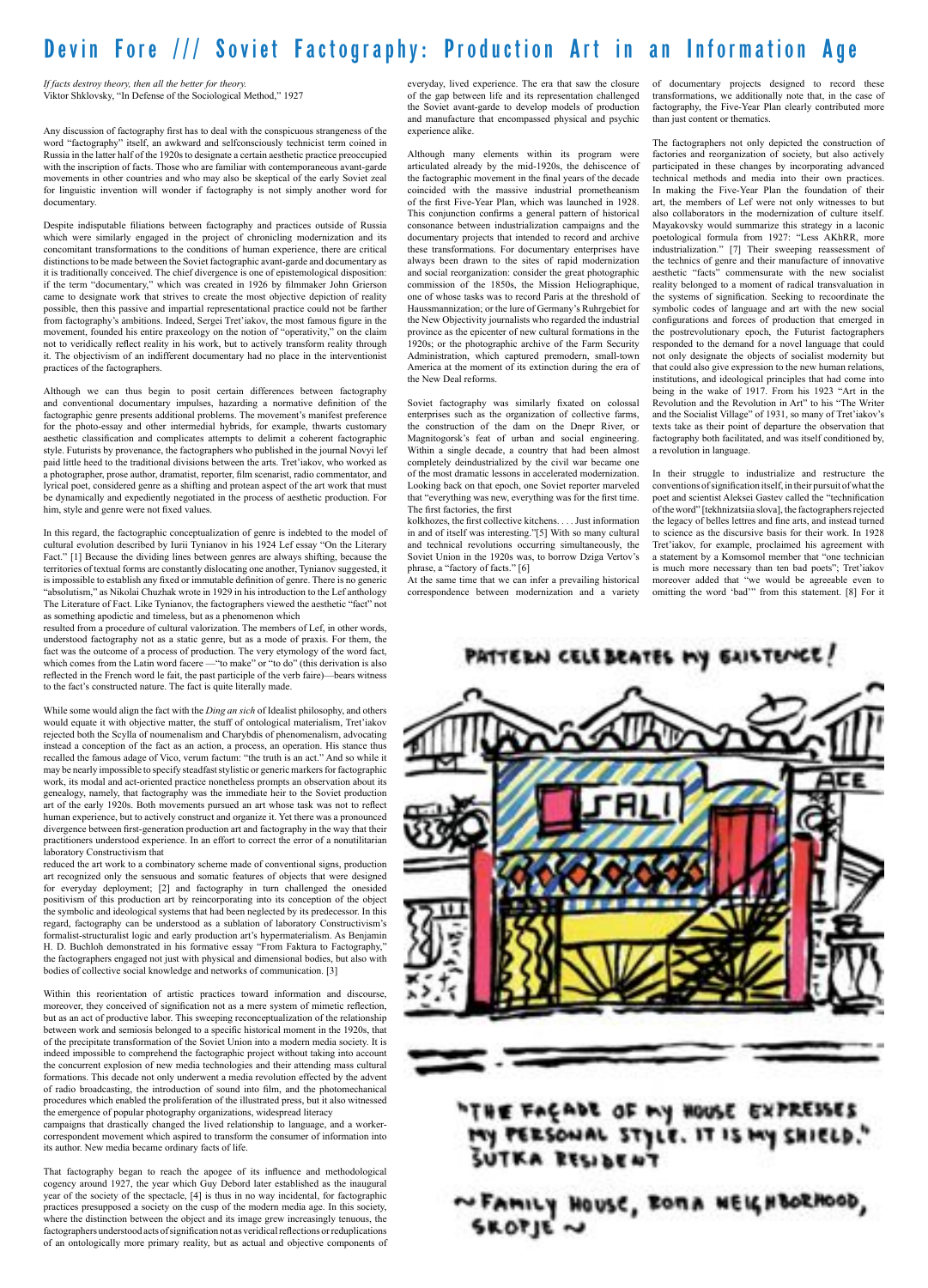# Devin Fore /// Soviet Factography: Production Art in an Information Age

*If facts destroy theory, then all the better for theory.*
Viktor Shklovsky, "In Defense of the Sociological Method," 1927

Any discussion of factography first has to deal with the conspicuous strangeness of the word "factography" itself, an awkward and selfconsciously technicist term coined in Russia in the latter half of the 1920s to designate a certain aesthetic practice preoccupied with the inscription of facts. Those who are familiar with contemporaneous avant-garde movements in other countries and who may also be skeptical of the early Soviet zeal for linguistic invention will wonder if factography is not simply another word for documentary.

Despite indisputable filiations between factography and practices outside of Russia which were similarly engaged in the project of chronicling modernization and its concomitant transformations to the conditions of human experience, there are critical distinctions to be made between the Soviet factographic avant-garde and documentary as it is traditionally conceived. The chief divergence is one of epistemological disposition: if the term "documentary," which was created in 1926 by filmmaker John Grierson came to designate work that strives to create the most objective depiction of reality possible, then this passive and impartial representational practice could not be farther from factography's ambitions. Indeed, Sergei Tret'iakov, the most famous figure in the movement, founded his entire praxeology on the notion of "operativity," on the claim not to veridically reflect reality in his work, but to actively transform reality through it. The objectivism of an indifferent documentary had no place in the interventionist practices of the factographers.

Although we can thus begin to posit certain differences between factography and conventional documentary impulses, hazarding a normative definition of the factographic genre presents additional problems. The movement's manifest preference for the photo-essay and other intermedial hybrids, for example, thwarts customary aesthetic classification and complicates attempts to delimit a coherent factographic style. Futurists by provenance, the factographers who published in the journal Novyi lef paid little heed to the traditional divisions between the arts. Tret'iakov, who worked as a photographer, prose author, dramatist, reporter, film scenarist, radio commentator, and lyrical poet, considered genre as a shifting and protean aspect of the art work that must be dynamically and expediently negotiated in the process of aesthetic production. For him, style and genre were not fixed values.

In this regard, the factographic conceptualization of genre is indebted to the model of cultural evolution described by Iurii Tynianov in his 1924 Lef essay "On the Literary Fact." [1] Because the dividing lines between genres are always shifting, because the territories of textual forms are constantly dislocating one another, Tynianov suggested, it is impossible to establish any fixed or immutable definition of genre. There is no generic "absolutism," as Nikolai Chuzhak wrote in 1929 in his introduction to the Lef anthology The Literature of Fact. Like Tynianov, the factographers viewed the aesthetic "fact" not as something apodictic and timeless, but as a phenomenon which resulted from a procedure of cultural valorization. The members of Lef, in other words, understood factography not as a static genre, but as a mode of praxis. For them, the fact was the outcome of a process of production. The very etymology of the word fact, which comes from the Latin word facere —"to make" or "to do" (this derivation is also reflected in the French word le fait, the past participle of the verb faire)—bears witness to the fact's constructed nature. The fact is quite literally made.

While some would align the fact with the *Ding an sich* of Idealist philosophy, and others would equate it with objective matter, the stuff of ontological materialism, Tret'iakov rejected both the Scylla of noumenalism and Charybdis of phenomenalism, advocating instead a conception of the fact as an action, a process, an operation. His stance thus recalled the famous adage of Vico, verum factum: "the truth is an act." And so while it may be nearly impossible to specify steadfast stylistic or generic markers for factographic work, its modal and act-oriented practice nonetheless prompts an observation about its genealogy, namely, that factography was the immediate heir to the Soviet production art of the early 1920s. Both movements pursued an art whose task was not to reflect human experience, but to actively construct and organize it. Yet there was a pronounced divergence between first-generation production art and factography in the way that their practitioners understood experience. In an effort to correct the error of a nonutilitarian laboratory Constructivism that reduced the art work to a combinatory scheme made of conventional signs, production art recognized only the sensuous and somatic features of objects that were designed for everyday deployment; [2] and factography in turn challenged the onesided positivism of this production art by reincorporating into its conception of the object the symbolic and ideological systems that had been neglected by its predecessor. In this regard, factography can be understood as a sublation of laboratory Constructivism's formalist-structuralist logic and early production art's hypermaterialism. As Benjamin H. D. Buchloh demonstrated in his formative essay "From Faktura to Factography," the factographers engaged not just with physical and dimensional bodies, but also with bodies of collective social knowledge and networks of communication. [3]

Within this reorientation of artistic practices toward information and discourse, moreover, they conceived of signification not as a mere system of mimetic reflection, but as an act of productive labor. This sweeping reconceptualization of the relationship between work and semiosis belonged to a specific historical moment in the 1920s, that of the precipitate transformation of the Soviet Union into a modern media society. It is indeed impossible to comprehend the factographic project without taking into account the concurrent explosion of new media technologies and their attending mass cultural formations. This decade not only underwent a media revolution effected by the advent of radio broadcasting, the introduction of sound into film, and the photomechanical procedures which enabled the proliferation of the illustrated press, but it also witnessed the emergence of popular photography organizations, widespread literacy campaigns that drastically changed the lived relationship to language, and a worker-correspondent movement which aspired to transform the consumer of information into its author. New media became ordinary facts of life.

That factography began to reach the apogee of its influence and methodological cogency around 1927, the year which Guy Debord later established as the inaugural year of the society of the spectacle, [4] is thus in no way incidental, for factographic practices presupposed a society on the cusp of the modern media age. In this society, where the distinction between the object and its image grew increasingly tenuous, the factographers understood acts of signification not as veridical reflections or reduplications of an ontologically more primary reality, but as actual and objective components of everyday, lived experience. The era that saw the closure of the gap between life and its representation challenged the Soviet avant-garde to develop models of production and manufacture that encompassed physical and psychic experience alike.

Although many elements within its program were articulated already by the mid-1920s, the dehiscence of the factographic movement in the final years of the decade coincided with the massive industrial prometheanism of the first Five-Year Plan, which was launched in 1928. This conjunction confirms a general pattern of historical consonance between industrialization campaigns and the documentary projects that intended to record and archive these transformations. For documentary enterprises have always been drawn to the sites of rapid modernization and social reorganization: consider the great photographic commission of the 1850s, the Mission Heliographique, one of whose tasks was to record Paris at the threshold of Haussmannization; or the lure of Germany's Ruhrgebiet for the New Objectivity journalists who regarded the industrial province as the epicenter of new cultural formations in the 1920s; or the photographic archive of the Farm Security Administration, which captured premodern, small-town America at the moment of its extinction during the era of the New Deal reforms.

Soviet factography was similarly fixated on colossal enterprises such as the organization of collective farms, the construction of the dam on the Dnepr River, or Magnitogorsk's feat of urban and social engineering. Within a single decade, a country that had been almost completely deindustrialized by the civil war became one of the most dramatic lessons in accelerated modernization. Looking back on that epoch, one Soviet reporter marveled that "everything was new, everything was for the first time. The first factories, the first kolkhozes, the first collective kitchens. . . . Just information in and of itself was interesting."[5] With so many cultural and technical revolutions occurring simultaneously, the Soviet Union in the 1920s was, to borrow Dziga Vertov's phrase, a "factory of facts." [6]

At the same time that we can infer a prevailing historical correspondence between modernization and a variety of documentary projects designed to record these transformations, we additionally note that, in the case of factography, the Five-Year Plan clearly contributed more than just content or thematics.

The factographers not only depicted the construction of factories and reorganization of society, but also actively participated in these changes by incorporating advanced technical methods and media into their own practices. In making the Five-Year Plan the foundation of their art, the members of Lef were not only witnesses to but also collaborators in the modernization of culture itself. Mayakovsky would summarize this strategy in a laconic poetological formula from 1927: "Less AKhRR, more industrialization." [7] Their sweeping reassessment of the technics of genre and their manufacture of innovative aesthetic "facts" commensurate with the new socialist reality belonged to a moment of radical transvaluation in the systems of signification. Seeking to recoordinate the symbolic codes of language and art with the new social configurations and forces of production that emerged in the postrevolutionary epoch, the Futurist factographers responded to the demand for a novel language that could not only designate the objects of socialist modernity but that could also give expression to the new human relations, institutions, and ideological principles that had come into being in the wake of 1917. From his 1923 "Art in the Revolution and the Revolution in Art" to his "The Writer and the Socialist Village" of 1931, so many of Tret'iakov's texts take as their point of departure the observation that factography both facilitated, and was itself conditioned by, a revolution in language.

In their struggle to industrialize and restructure the conventions of signification itself, in their pursuit of what the poet and scientist Aleksei Gastev called the "technification of the word" [tekhnizatsiia slova], the factographers rejected the legacy of belles lettres and fine arts, and instead turned to science as the discursive basis for their work. In 1928 Tret'iakov, for example, proclaimed his agreement with a statement by a Komsomol member that "one technician is much more necessary than ten bad poets"; Tret'iakov moreover added that "we would be agreeable even to omitting the word 'bad'" from this statement. [8] For it

PATTERN CELEBRATES MY EXISTENCE!

"THE FAÇADE OF MY HOUSE EXPRESSES MY PERSONAL STYLE. IT IS MY SHIELD." ŠUTKA RESIDENT

~ FAMILY HOUSE, ROMA NEIGHBORHOOD, SKOPJE ~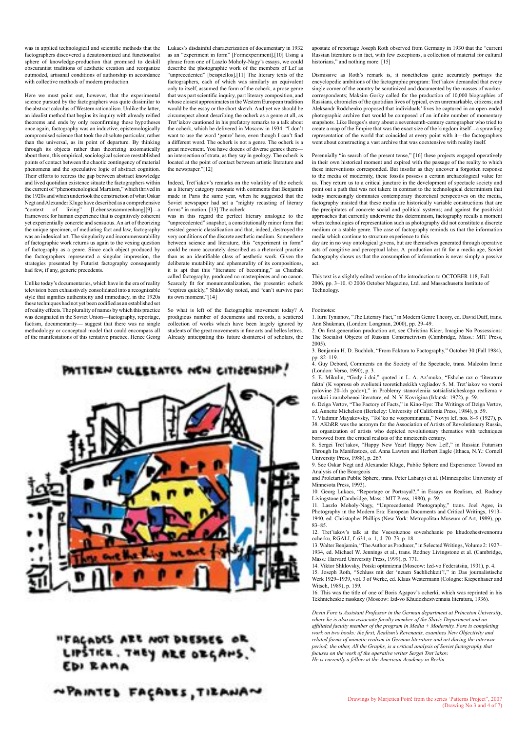was in applied technological and scientific methods that the factographers discovered a deautonomized and functionalist sphere of knowledge-production that promised to deskill obscurantist traditions of aesthetic creation and reorganize outmoded, artisanal conditions of authorship in accordance with collective methods of modern production.

Here we must point out, however, that the experimental science pursued by the factographers was quite dissimilar to the abstract calculus of Western rationalism. Unlike the latter, an idealist method that begins its inquiry with already reified theorems and ends by only reconfirming these hypotheses once again, factography was an inductive, epistemologically compromised science that took the absolute particular, rather than the universal, as its point of departure. By thinking through its objects rather than theorizing axiomatically about them, this empirical, sociological science reestablished points of contact between the chaotic contingency of material phenomena and the speculative logic of abstract cognition. Their efforts to redress the gap between abstract knowledge and lived quotidian existence situate the factographers within the current of "phenomenological Marxism," which thrived in the 1920s and which undertook the construction of what Oskar Negt and Alexander Kluge have described as a comprehensive "context of living" [Lebenszusammenhang][9]—a framework for human experience that is cognitively coherent yet experientially concrete and sensuous. An art of theorizing the unique specimen, of mediating fact and law, factography was an indexical art. The singularity and incommensurability of factographic work returns us again to the vexing question of factography as a genre. Since each object produced by the factographers represented a singular impression, the strategies presented by Futurist factography consequently had few, if any, generic precedents.

Unlike today's documentaries, which have in the era of reality television been exhaustively consolidated into a recognizable style that signifies authenticity and immediacy, in the 1920s these techniques had not yet been codified as an established set of reality effects. The plurality of names by which this practice was designated in the Soviet Union—factography, reportage, factism, documentarity— suggest that there was no single methodology or conceptual model that could encompass all of the manifestations of this tentative practice. Hence Georg Lukacs's disdainful characterization of documentary in 1932 as an "experiment in form" [Formexperiment].[10] Using a phrase from one of Laszlo Moholy-Nagy's essays, we could describe the photographic work of the members of Lef as "unprecedented" [beispiellos].[11] The literary texts of the factographers, each of which was similarly an equivalent only to itself, assumed the form of the ocherk, a prose genre that was part scientific inquiry, part literary composition, and whose closest approximates in the Western European tradition would be the essay or the short sketch. And yet we should be circumspect about describing the ocherk as a genre at all, as Tret'iakov cautioned in his prefatory remarks to a talk about the ocherk, which he delivered in Moscow in 1934: "I don't want to use the word 'genre' here, even though I can't find a different word. The ocherk is not a genre. The ocherk is a great movement. You have dozens of diverse genres there—an intersection of strata, as they say in geology. The ocherk is located at the point of contact between artistic literature and the newspaper."[12]

Indeed, Tret'iakov's remarks on the volatility of the ocherk as a literary category resonate with comments that Benjamin made in Paris the same year, when he suggested that the Soviet newspaper had set a "mighty recasting of literary forms" in motion. [13] The ocherk was in this regard the perfect literary analogue to the "unprecedented" snapshot, a constitutionally minor form that resisted generic classification and that, indeed, destroyed the very conditions of the discrete aesthetic medium. Somewhere between science and literature, this "experiment in form" could be more accurately described as a rhetorical practice than as an identifiable class of aesthetic work. Given the deliberate mutability and ephemerality of its compositions, it is apt that this "literature of becoming," as Chuzhak called factography, produced no masterpieces and no canon. Scarcely fit for monumentalization, the presentist ocherk "expires quickly," Shklovsky noted, and "can't survive past its own moment."[14]

So what is left of the factographic movement today? A prodigious number of documents and records, a scattered collection of works which have been largely ignored by students of the great movements in fine arts and belles lettres. Already anticipating this future disinterest of scholars, the apostate of reportage Joseph Roth observed from Germany in 1930 that the "current Russian literature is in fact, with few exceptions, a collection of material for cultural historians," and nothing more. [15]

Dismissive as Roth's remark is, it nonetheless quite accurately portrays the encyclopedic ambitions of the factographic program: Tret'iakov demanded that every single corner of the country be scrutinized and documented by the masses of worker-correspondents; Maksim Gorky called for the production of 10,000 biographies of Russians, chronicles of the quotidian lives of typical, even unremarkable, citizens; and Aleksandr Rodchenko proposed that individuals' lives be captured in an open-ended photographic archive that would be composed of an infinite number of momentary snapshots. Like Borges's story about a seventeenth-century cartographer who tried to create a map of the Empire that was the exact size of the kingdom itself—a sprawling representation of the world that coincided at every point with it—the factographers went about constructing a vast archive that was coextensive with reality itself.

Perennially "in search of the present tense," [16] these projects engaged operatively in their own historical moment and expired with the passage of the reality to which these interventions corresponded. But insofar as they uncover a forgotten response to the media of modernity, these fossils possess a certain archaeological value for us. They return us to a critical juncture in the development of spectacle society and point out a path that was not taken: in contrast to the technological determinism that today increasingly dominates contemporary theoretical perspectives on the media, factography insisted that these media are historically variable constructions that are the precipitates of concrete social and political systems; and against the positivist approaches that currently underwrite this determinism, factography recalls a moment when technologies of representation such as photography did not constitute a discrete medium or a stable genre. The case of factography reminds us that the information media which continue to structure experience to this day are in no way ontological givens, but are themselves generated through operative acts of cognitive and perceptual labor. A production art fit for a media age, Soviet factography shows us that the consumption of information is never simply a passive act.

This text is a slightly edited version of the introduction to OCTOBER 118, Fall 2006, pp. 3–10. © 2006 October Magazine, Ltd. and Massachusetts Institute of Technology.

Footnotes:

1. Iurii Tynianov, "The Literary Fact," in Modern Genre Theory, ed. David Duff, trans. Ann Shukman, (London: Longman, 2000), pp. 29–49.
2. On first-generation production art, see Christina Kiaer, Imagine No Possessions: The Socialist Objects of Russian Constructivism (Cambridge, Mass.: MIT Press, 2005).
3. Benjamin H. D. Buchloh, "From Faktura to Factography," October 30 (Fall 1984), pp. 82–119.
4. Guy Debord, Comments on the Society of the Spectacle, trans. Malcolm Imrie (London: Verso, 1990), p. 3.
5. E. Mikulin, "Gody i dni," quoted in L. A. Az'muko, "Eshche raz o 'literature fakta' (K voprosu ob evoliutsii teoreticheskikh vzgliadov S. M. Tret'iakov vo vtoroi polovine 20–kh godov)," in Problemy stanovleniia sotsialisticheskogo realizma v russkoi i zarubzhenoi literature, ed. N. V. Kovrigina (Irkutsk: 1972), p. 59.
6. Dziga Vertov, "The Factory of Facts," in Kino-Eye: The Writings of Dziga Vertov, ed. Annette Michelson (Berkeley: University of California Press, 1984), p. 59.
7. Vladimir Mayakovsky, "Tol'ko ne vospominaniia," Novyi lef, nos. 8–9 (1927), p. 38. AKhRR was the acronym for the Association of Artists of Revolutionary Russia, an organization of artists who depicted revolutionary thematics with techniques borrowed from the critical realists of the nineteenth century.
8. Sergei Tret'iakov, "Happy New Year! Happy New Lef!," in Russian Futurism Through Its Manifestoes, ed. Anna Lawton and Herbert Eagle (Ithaca, N.Y.: Cornell University Press, 1988), p. 267.
9. See Oskar Negt and Alexander Kluge, Public Sphere and Experience: Toward an Analysis of the Bourgeois and Proletarian Public Sphere, trans. Peter Labanyi et al. (Minneapolis: University of Minnesota Press, 1993).
10. Georg Lukacs, "Reportage or Portrayal?," in Essays on Realism, ed. Rodney Livingstone (Cambridge, Mass.: MIT Press, 1980), p. 59.
11. Laszlo Moholy-Nagy, "Unprecedented Photography," trans. Joel Agee, in Photography in the Modern Era: European Documents and Critical Writings, 1913–1940, ed. Christopher Phillips (New York: Metropolitan Museum of Art, 1989), pp. 83–85.
12. Tret'iakov's talk at the Vsesoiuznoe soveshchanie po khudozhestvennomu ocherku, RGALI, f. 631, o. 1, d. 70–73, p. 18.
13. Walter Benjamin, "The Author as Producer," in Selected Writings, Volume 2: 1927–1934, ed. Michael W. Jennings et al., trans. Rodney Livingstone et al. (Cambridge, Mass.: Harvard University Press, 1999), p. 771.
14. Viktor Shklovsky, Poiski optimizma (Moscow: Izd-vo Federatsiia, 1931), p. 4.
15. Joseph Roth, "Schluss mit der 'neuen Sachlichkeit'!," in Das journalistische Werk 1929–1939, vol. 3 of Werke, ed. Klaus Westermann (Cologne: Kiepenhauer and Witsch, 1989), p. 159.
16. This was the title of one of Boris Agapov's ocherki, which was reprinted in his Tekhnicheskie rasskazy (Moscow: Izd-vo Khudozhestvennaia literatura, 1936).

*Devin Fore is Assistant Professor in the German department at Princeton University, where he is also an associate faculty member of the Slavic Department and an affiliated faculty member of the program in Media + Modernity. Fore is completing work on two books: the first, Realism's Revenants, examines New Objectivity and related forms of mimetic realism in German literature and art during the interwar period; the other, All the Graphs, is a critical analysis of Soviet factography that focuses on the work of the operative writer Sergei Tret'iakov. He is currently a fellow at the American Academy in Berlin.*

Drawings by Marjetica Potrč from the series 'Patterns Project", 2007 (Drawing No.3 and 4 of 7)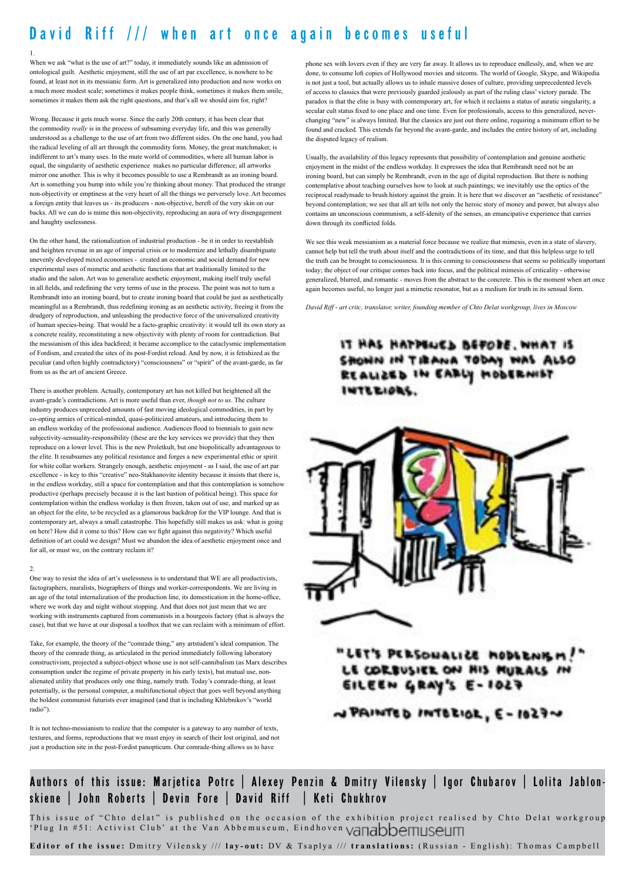# David Riff /// when art once again becomes useful

1.

When we ask "what is the use of art?" today, it immediately sounds like an admission of ontological guilt. Aesthetic enjoyment, still the use of art par excellence, is nowhere to be found, at least not in its messianic form. Art is generalized into production and now works on a much more modest scale; sometimes it makes people think, sometimes it makes them smile, sometimes it makes them ask the right questions, and that's all we should aim for, right?

Wrong. Because it gets much worse. Since the early 20th century, it has been clear that the commodity *really* is in the process of subsuming everyday life, and this was generally understood as a challenge to the use of art from two different sides. On the one hand, you had the radical leveling of all art through the commodity form. Money, the great matchmaker, is indifferent to art's many uses. In the mute world of commodities, where all human labor is equal, the singularity of aesthetic experience makes no particular difference; all artworks mirror one another. This is why it becomes possible to use a Rembrandt as an ironing board. Art is something you bump into while you're thinking about money. That produced the strange non-objectivity or emptiness at the very heart of all the things we perversely love. Art becomes a foreign entity that leaves us - its producers - non-objective, bereft of the very skin on our backs. All we can do is mime this non-objectivity, reproducing an aura of wry disengagement and haughty uselessness.

On the other hand, the rationalization of industrial production - be it in order to reestablish and heighten revenue in an age of imperial crisis or to modernize and lethally disambiguate unevenly developed mixed economies - created an economic and social demand for new experimental uses of mimetic and aesthetic functions that art traditionally limited to the studio and the salon. Art was to generalize aesthetic enjoyment, making itself truly useful in all fields, and redefining the very terms of use in the process. The point was not to turn a Rembrandt into an ironing board, but to create ironing board that could be just as aesthetically meaningful as a Rembrandt, thus redefining ironing as an aesthetic activity, freeing it from the drudgery of reproduction, and unleashing the productive force of the universalized creativity of human species-being. That would be a facto-graphic creativity: it would tell its own story as a concrete reality, reconstituting a new objectivity with plenty of room for contradiction. But the messianism of this idea backfired; it became accomplice to the cataclysmic implementation of Fordism, and created the sites of its post-Fordist reload. And by now, it is fetishized as the peculiar (and often highly contradictory) "consciousness" or "spirit" of the avant-garde, as far from us as the art of ancient Greece.

There is another problem. Actually, contemporary art has not killed but heightened all the avant-grade's contradictions. Art is more useful than ever, *though not to us*. The culture industry produces unpreceded amounts of fast moving ideological commodities, in part by co-opting armies of critical-minded, quasi-politicized amateurs, and introducing them to an endless workday of the professional audience. Audiences flood to biennials to gain new subjectivity-sensuality-responsibility (these are the key services we provide) that they then reproduce on a lower level. This is the new Proletkult, but one biopolitically advantageous to the elite. It resubsumes any political resistance and forges a new experimental ethic or spirit for white collar workers. Strangely enough, aesthetic enjoyment - as I said, the use of art par excellence - is key to this "creative" neo-Stakhanovite identity because it insists that there is, in the endless workday, still a space for contemplation and that this contemplation is somehow productive (perhaps precisely because it is the last bastion of political being). This space for contemplation within the endless workday is then frozen, taken out of use, and marked up as an object for the elite, to be recycled as a glamorous backdrop for the VIP lounge. And that is contemporary art, always a small catastrophe. This hopefully still makes us ask: what is going on here? How did it come to this? How can we fight against this negativity? Which useful definition of art could we design? Must we abandon the idea of aesthetic enjoyment once and for all, or must we, on the contrary reclaim it?

2.

One way to resist the idea of art's uselessness is to understand that WE are all productivists, factographers, muralists, biographers of things and worker-correspondents. We are living in an age of the total internalization of the production line, its domestication in the home-office, where we work day and night without stopping. And that does not just mean that we are working with instruments captured from communists in a bourgeois factory (that is always the case), but that we have at our disposal a toolbox that we can reclaim with a minimum of effort.

Take, for example, the theory of the "comrade thing," any artstudent's ideal companion. The theory of the comrade thing, as articulated in the period immediately following laboratory constructivism, projected a subject-object whose use is not self-cannibalism (as Marx describes consumption under the regime of private property in his early texts), but mutual use, non-alienated utility that produces only one thing, namely truth. Today's comrade-thing, at least potentially, is the personal computer, a multifunctional object that goes well beyond anything the boldest communist futurists ever imagined (and that is including Khlebnikov's "world radio").

It is not techno-messianism to realize that the computer is a gateway to any number of texts, textures, and forms, reproductions that we must enjoy in search of their lost original, and not just a production site in the post-Fordist panopticum. Our comrade-thing allows us to have phone sex with lovers even if they are very far away. It allows us to reproduce endlessly, and, when we are done, to consume lofi copies of Hollywood movies and sitcoms. The world of Google, Skype, and Wikipedia is not just a tool, but actually allows us to inhale massive doses of culture, providing unprecedented levels of access to classics that were previously guarded jealously as part of the ruling class' victory parade. The paradox is that the elite is busy with contemporary art, for which it reclaims a status of auratic singularity, a secular cult status fixed to one place and one time. Even for professionals, access to this generalized, never-changing "new" is always limited. But the classics are just out there online, requiring a minimum effort to be found and cracked. This extends far beyond the avant-garde, and includes the entire history of art, including the disputed legacy of realism.

Usually, the availability of this legacy represents that possibility of contemplation and genuine aesthetic enjoyment in the midst of the endless workday. It expresses the idea that Rembrandt need not be an ironing board, but can simply be Rembrandt, even in the age of digital reproduction. But there is nothing contemplative about teaching ourselves how to look at such paintings; we inevitably use the optics of the reciprocal readymade to brush history against the grain. It is here that we discover an "aesthetic of resistance" beyond contemplation; we see that all art tells not only the heroic story of money and power, but always also contains an unconscious communism, a self-idenity of the senses, an emancipative experience that carries down through its conflicted folds.

We see this weak messianism as a material force because we realize that mimesis, even in a state of slavery, cannot help but tell the truth about itself and the contradictions of its time, and that this helpless urge to tell the truth can be brought to consciousness. It is this coming to consciousness that seems so politically important today; the object of our critique comes back into focus, and the political mimesis of criticality - otherwise generalized, blurred, and romantic - moves from the abstract to the concrete. This is the moment when art once again becomes useful, no longer just a mimetic resonator, but as a medium for truth in its sensual form.

*David Riff - art critc, translator, writer, founding member of Chto Delat workgroup, lives in Moscow*

IT HAS HAPPENED BEFORE. WHAT IS SHOWN IN TIRANA TODAY WAS ALSO REALIZED IN EARLY MODERNIST INTERIORS.

"LET'S PERSONALIZE MODERNISM!" LE CORBUSIER ON HIS MURALS IN EILEEN GRAY'S E-1027

~PAINTED INTERIOR, E-1027~

**Authors of this issue: Marjetica Potrc | Alexey Penzin & Dmitry Vilensky | Igor Chubarov | Lolita Jablonskiene | John Roberts | Devin Fore | David Riff | Keti Chukhrov**

This issue of "Chto delat" is published on the occasion of the exhibition project realised by Chto Delat workgroup 'Plug In #51: Activist Club' at the Van Abbemuseum, Eindhoven vanabbemuseum

**Editor of the issue:** Dmitry Vilensky /// **lay-out:** DV & Tsaplya /// **translations:** (Russian - English): Thomas Campbell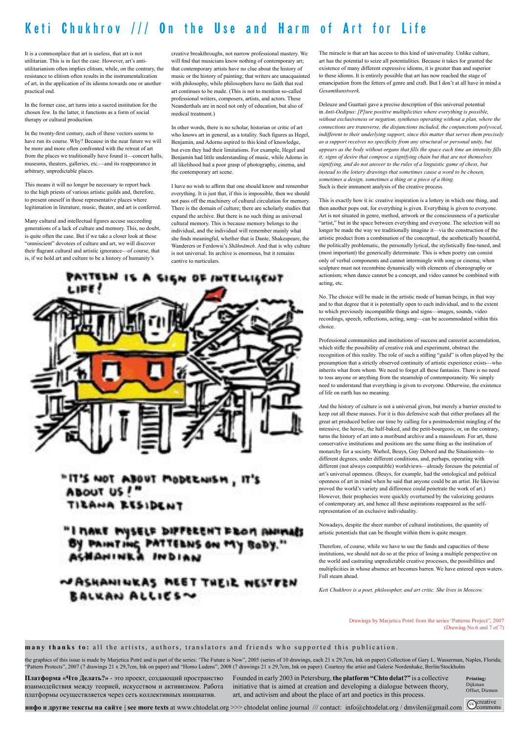# Keti Chukhrov /// On the Use and Harm of Art for Life

It is a commonplace that art is useless, that art is not utilitarian. This is in fact the case. However, art's anti-utilitarianism often implies elitism, while, on the contrary, the resistance to elitism often results in the instrumentalization of art, in the application of its idioms towards one or another practical end.

In the former case, art turns into a sacred institution for the chosen few. In the latter, it functions as a form of social therapy or cultural production.

In the twenty-first century, each of these vectors seems to have run its course. Why? Because in the near future we will be more and more often confronted with the retreat of art from the places we traditionally have found it—concert halls, museums, theaters, galleries, etc.—and its reappearance in arbitrary, unpredictable places.

This means it will no longer be necessary to report back to the high priests of various artistic guilds and, therefore, to present oneself in those representative places where legitimation in literature, music, theater, and art is conferred.

Many cultural and intellectual figures accuse succeeding generations of a lack of culture and memory. This, no doubt, is quite often the case. But if we take a closer look at these "omniscient" devotees of culture and art, we will discover their flagrant cultural and artistic ignorance—of course, that is, if we hold art and culture to be a history of humanity's creative breakthroughs, not narrow professional mastery. We will find that musicians know nothing of contemporary art; that contemporary artists have no clue about the history of music or the history of painting; that writers are unacquainted with philosophy, while philosophers have no faith that real art continues to be made. (This is not to mention so-called professional writers, composers, artists, and actors. These Neanderthals are in need not only of education, but also of medical treatment.)

In other words, there is no scholar, historian or critic of art who knows art in general, as a totality. Such figures as Hegel, Benjamin, and Adorno aspired to this kind of knowledge, but even they had their limitations. For example, Hegel and Benjamin had little understanding of music, while Adorno in all likelihood had a poor grasp of photography, cinema, and the contemporary art scene.

I have no wish to affirm that one should know and remember everything. It is just that, if this is impossible, then we should not pass off the machinery of cultural circulation for memory. There is the domain of culture; there are scholarly studies that expand the archive. But there is no such thing as universal cultural memory. This is because memory belongs to the individual, and the individual will remember mainly what she finds meaningful, whether that is Dante, Shakespeare, the Wanderers or Ferdowsi's *Shāhnāmeh*. And that is why culture is not universal. Its archive is enormous, but it remains captive to particulars.

The miracle is that art has access to this kind of universality. Unlike culture, art has the potential to seize all potentialities. Because it takes for granted the existence of many different expressive idioms, it is greater than and superior to these idioms. It is entirely possible that art has now reached the stage of emancipation from the fetters of genre and craft. But I don't at all have in mind a *Gesamtkunstwerk*.

Deleuze and Guattari gave a precise description of this universal potential in *Anti-Oedipus*: *[P]ure positive multiplicities where everything is possible, without exclusiveness or negation, syntheses operating without a plan, where the connections are transverse, the disjunctions included, the conjunctions polyvocal, indifferent to their underlying support, since this matter that serves them precisely as a support receives no specificity from any structural or personal unity, but appears as the body without organs that fills the space each time an intensity fills it; signs of desire that compose a signifying chain but that are not themselves signifying, and do not answer to the rules of a linguistic game of chess, but instead to the lottery drawings that sometimes cause a word to be chosen, sometimes a design, sometimes a thing or a piece of a thing.*
Such is their immanent analysis of the creative process.

This is exactly how it is: creative inspiration is a lottery in which one thing, and then another pops out, for everything is given to everyone. Everything is given to everyone. Art is not situated in genre, method, artwork or the consciousness of a particular "artist," but in the space between everything and everyone. The selection will no longer be made the way we traditionally imagine it—via the construction of the artistic product from a combination of the conceptual, the aesthetically beautiful, the politically problematic, the personally lyrical, the stylistically fine-tuned, and (most important) the generically determinate. This is when poetry can consist only of verbal components and cannot intermingle with song or cinema; when sculpture must not recombine dynamically with elements of choreography or actionism; when dance cannot be a concept, and video cannot be combined with acting, etc.

No. The choice will be made in the artistic mode of human beings, in that way and to that degree that it is potentially open to each individual, and to the extent to which previously incompatible things and signs—images, sounds, video recordings, speech, reflections, acting, song—can be accommodated within this choice.

Professional communities and institutions of success and careerist accumulation, which stifle the possibility of creative risk and experiment, obstruct the recognition of this reality. The role of such a stifling "guild" is often played by the presumption that a strictly observed continuity of artistic experience exists—who inherits what from whom. We need to forget all these fantasies. There is no need to toss anyone or anything from the steamship of contemporaneity. We simply need to understand that everything is given to everyone. Otherwise, the existence of life on earth has no meaning.

And the history of culture is not a universal given, but merely a barrier erected to keep out all these masses. For it is this defensive scab that either profanes all the great art produced before our time by calling for a postmodernist mingling of the intensive, the heroic, the half-baked, and the petit-bourgeois; or, on the contrary, turns the history of art into a moribund archive and a mausoleum. For art, these conservative institutions and positions are the same thing as the institution of monarchy for a society. Warhol, Beuys, Guy Debord and the Situationists—to different degrees, under different conditions, and, perhaps, operating with different (not always compatible) worldviews—already foresaw the potential of art's universal openness. (Beuys, for example, had the ontological and political openness of art in mind when he said that anyone could be an artist. He likewise proved the world's variety and difference could penetrate the work of art.) However, their prophecies were quickly overturned by the valorizing gestures of contemporary art, and hence all these aspirations reappeared as the self-representation of an exclusive individuality.

Nowadays, despite the sheer number of cultural institutions, the quantity of artistic potentials that can be thought within them is quite meager.

Therefore, of course, while we have to use the funds and capacities of these institutions, we should not do so at the price of losing a multiple perspective on the world and castrating unpredictable creative processes, the possibilities and multiplicities in whose absence art becomes barren. We have entered open waters. Full steam ahead.

*Keti Chukhrov is a poet, philosopher, and art critic. She lives in Moscow.*

PATTERN IS A SIGN OF INTELLIGENT LIFE!

"IT'S NOT ABOUT MODERNISM, IT'S ABOUT US!"
TIRANA RESIDENT

"I MAKE MYSELF DIFFERENT FROM ANIMALS BY PAINTING PATTERNS ON MY BODY."
ASHANINKA INDIAN

~ASHANINKAS MEET THEIR WESTERN BALKAN ALLIES~

Drawings by Marjetica Potrč from the series 'Patterns Project", 2007 (Drawing No.6 and 7 of 7)

**many thanks to:** all the artists, authors, translators and friends who supported this publication.

the graphics of this issue is made by Marjetica Potrč and is part of the series: 'The Future is Now", 2005 (series of 10 drawings, each 21 x 29,7cm, Ink on paper) Collection of Gary L. Wasserman, Naples, Florida; "Pattern Protests", 2007 (7 drawings 21 x 29,7cm, Ink on paper) and "Homo Ludens", 2008 (7 drawings 21 x 29,7cm, Ink on paper). Courtesy the artist and Galerie Nordenhake, Berlin/Stockholm

**Платформа «Что Делать?»** - это проект, создающий пространство взаимодействия между теорией, искусством и активизмом. Работа платформы осуществляется через сеть коллективных инициатив.

Founded in early 2003 in Petersburg, **the platform "Chto delat?"** is a collective initiative that is aimed at creation and developing a dialogue between theory, art, and activism and about the place of art and poetics in this process.

**Printing:** Dijkman Offset, Diemen

**инфо и другие тексты на сайте | see more texts** at www.chtodelat.org >>> chtodelat online journal /// contact: info@chtodelat.org / dmvilen@gmail.com

creative commons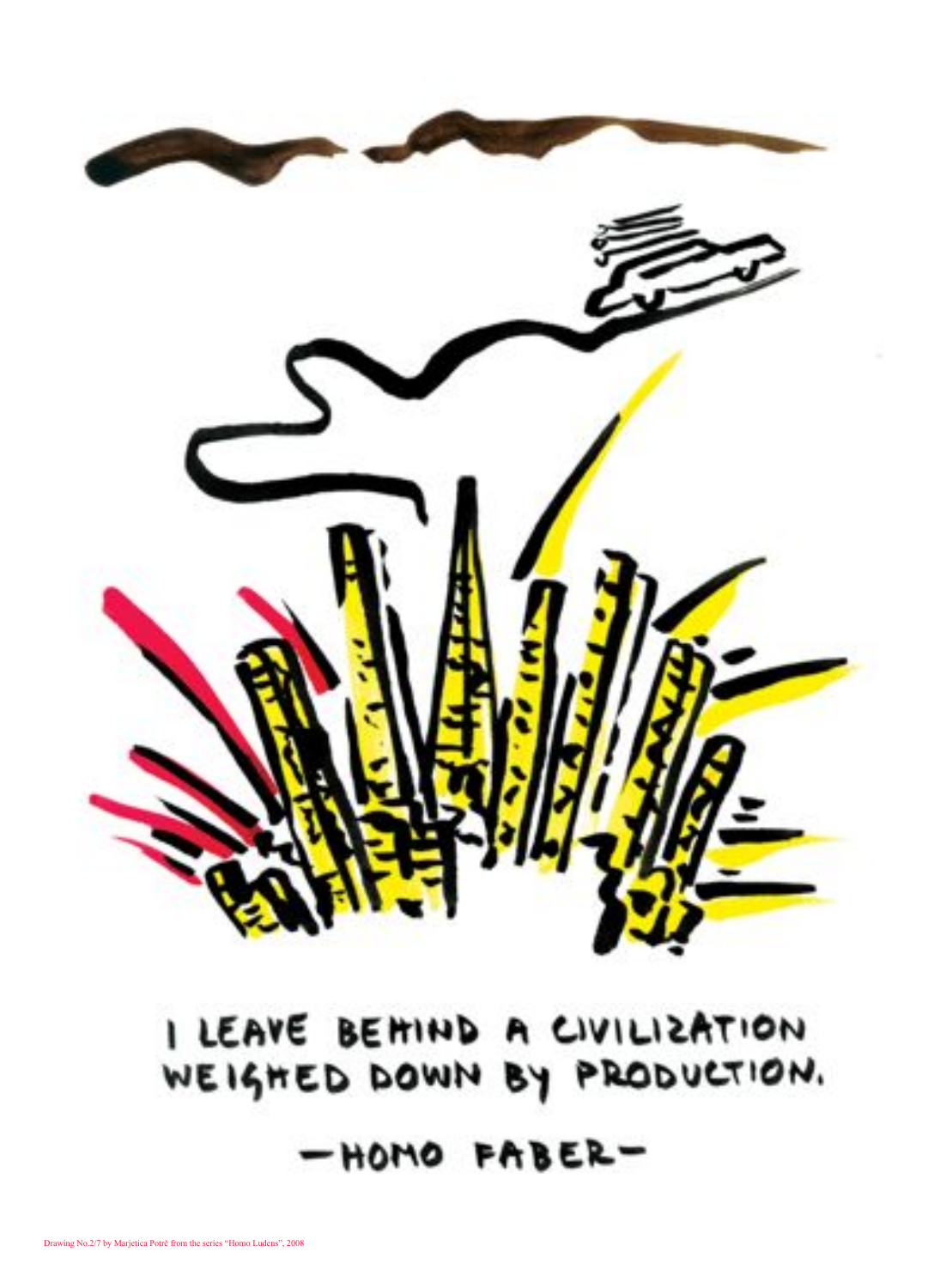I LEAVE BEHIND A CIVILIZATION WEIGHED DOWN BY PRODUCTION.

—HOMO FABER—

Drawing No.2/7 by Marjetica Potrč from the series "Homo Ludens", 2008